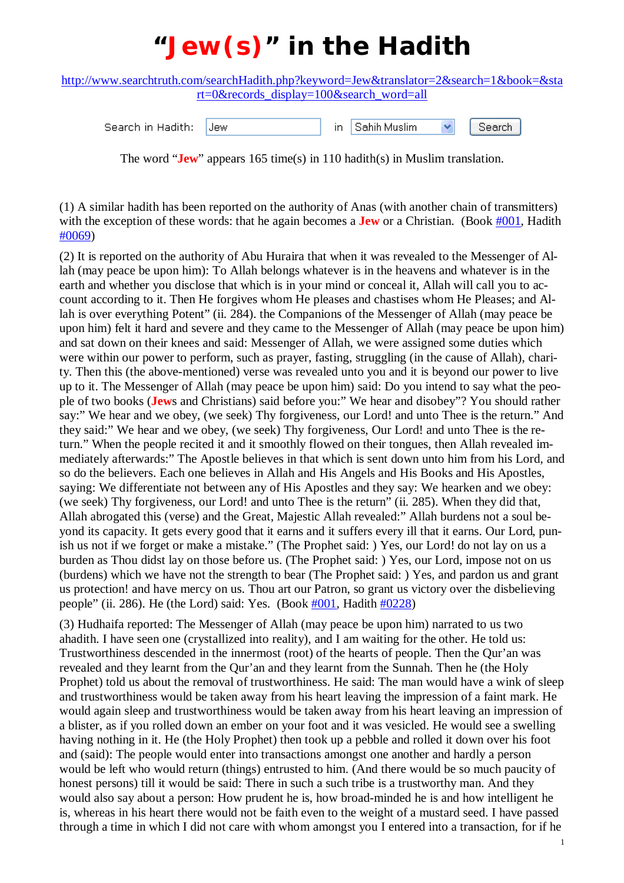# "Jew(s)" in the Hadith

[http://www.searchtruth.com/searchHadith.php?keyword=Jew&translator=2&search=1&book=&start=0&records_display=100&search_word=all](http://www.searchtruth.com/searchHadith.php?keyword=Jew&translator=2&search=1&book=&start=0&records_display=100&search_word=all)

Search in Hadith: Jew in Sahih Muslim Search

The word "**Jew**" appears 165 time(s) in 110 hadith(s) in Muslim translation.

(1) A similar hadith has been reported on the authority of Anas (with another chain of transmitters) with the exception of these words: that he again becomes a **Jew** or a Christian. (Book #001, Hadith #0069)

(2) It is reported on the authority of Abu Huraira that when it was revealed to the Messenger of Allah (may peace be upon him): To Allah belongs whatever is in the heavens and whatever is in the earth and whether you disclose that which is in your mind or conceal it, Allah will call you to account according to it. Then He forgives whom He pleases and chastises whom He Pleases; and Allah is over everything Potent" (ii. 284). the Companions of the Messenger of Allah (may peace be upon him) felt it hard and severe and they came to the Messenger of Allah (may peace be upon him) and sat down on their knees and said: Messenger of Allah, we were assigned some duties which were within our power to perform, such as prayer, fasting, struggling (in the cause of Allah), charity. Then this (the above-mentioned) verse was revealed unto you and it is beyond our power to live up to it. The Messenger of Allah (may peace be upon him) said: Do you intend to say what the people of two books (**Jew**s and Christians) said before you:" We hear and disobey"? You should rather say:" We hear and we obey, (we seek) Thy forgiveness, our Lord! and unto Thee is the return." And they said:" We hear and we obey, (we seek) Thy forgiveness, Our Lord! and unto Thee is the return." When the people recited it and it smoothly flowed on their tongues, then Allah revealed immediately afterwards:" The Apostle believes in that which is sent down unto him from his Lord, and so do the believers. Each one believes in Allah and His Angels and His Books and His Apostles, saying: We differentiate not between any of His Apostles and they say: We hearken and we obey: (we seek) Thy forgiveness, our Lord! and unto Thee is the return" (ii. 285). When they did that, Allah abrogated this (verse) and the Great, Majestic Allah revealed:" Allah burdens not a soul beyond its capacity. It gets every good that it earns and it suffers every ill that it earns. Our Lord, punish us not if we forget or make a mistake." (The Prophet said: ) Yes, our Lord! do not lay on us a burden as Thou didst lay on those before us. (The Prophet said: ) Yes, our Lord, impose not on us (burdens) which we have not the strength to bear (The Prophet said: ) Yes, and pardon us and grant us protection! and have mercy on us. Thou art our Patron, so grant us victory over the disbelieving people" (ii. 286). He (the Lord) said: Yes. (Book #001, Hadith #0228)

(3) Hudhaifa reported: The Messenger of Allah (may peace be upon him) narrated to us two ahadith. I have seen one (crystallized into reality), and I am waiting for the other. He told us: Trustworthiness descended in the innermost (root) of the hearts of people. Then the Qur'an was revealed and they learnt from the Qur'an and they learnt from the Sunnah. Then he (the Holy Prophet) told us about the removal of trustworthiness. He said: The man would have a wink of sleep and trustworthiness would be taken away from his heart leaving the impression of a faint mark. He would again sleep and trustworthiness would be taken away from his heart leaving an impression of a blister, as if you rolled down an ember on your foot and it was vesicled. He would see a swelling having nothing in it. He (the Holy Prophet) then took up a pebble and rolled it down over his foot and (said): The people would enter into transactions amongst one another and hardly a person would be left who would return (things) entrusted to him. (And there would be so much paucity of honest persons) till it would be said: There in such a such tribe is a trustworthy man. And they would also say about a person: How prudent he is, how broad-minded he is and how intelligent he is, whereas in his heart there would not be faith even to the weight of a mustard seed. I have passed through a time in which I did not care with whom amongst you I entered into a transaction, for if he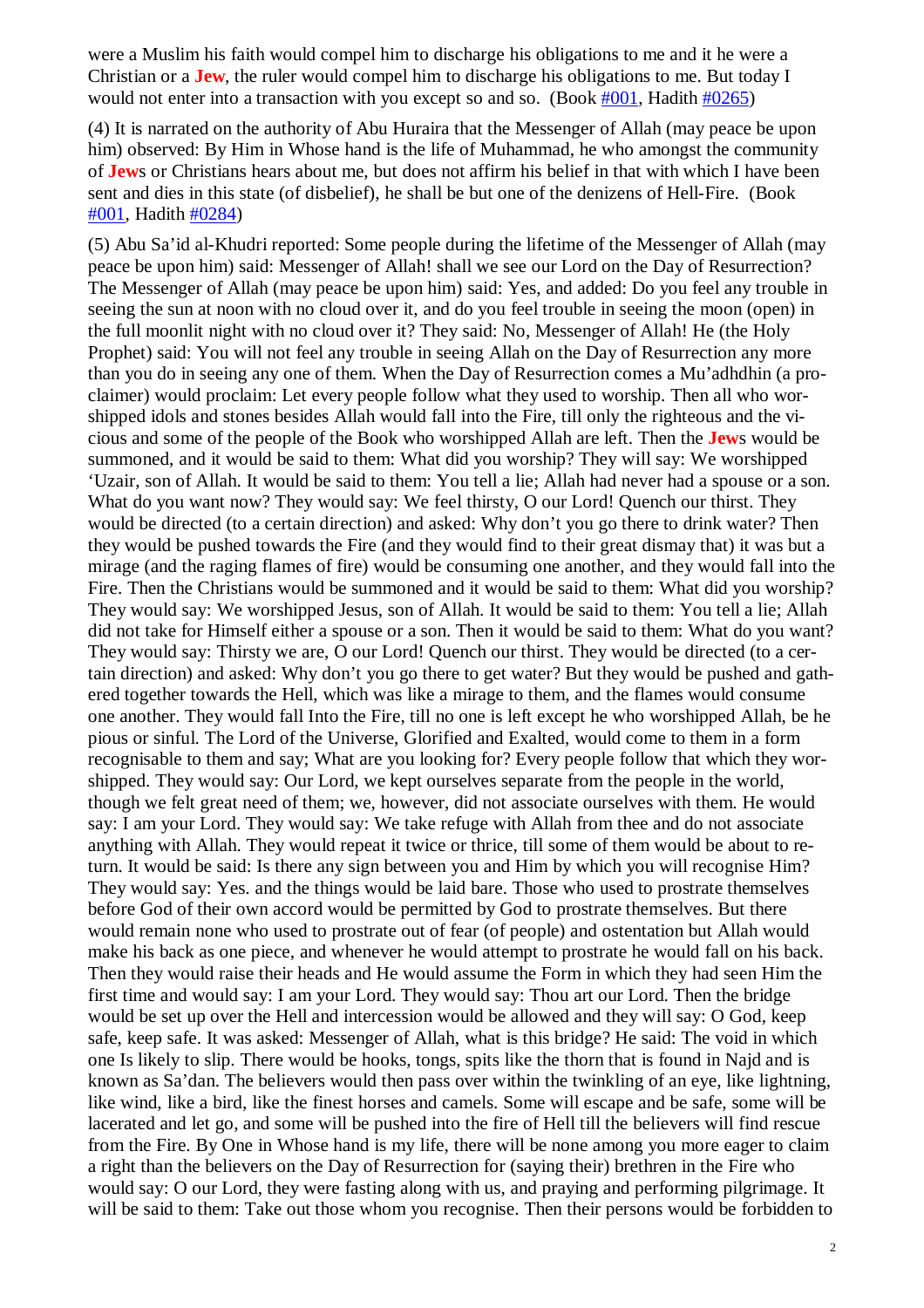were a Muslim his faith would compel him to discharge his obligations to me and it he were a Christian or a **Jew**, the ruler would compel him to discharge his obligations to me. But today I would not enter into a transaction with you except so and so. (Book [#001](), Hadith [#0265]())

(4) It is narrated on the authority of Abu Huraira that the Messenger of Allah (may peace be upon him) observed: By Him in Whose hand is the life of Muhammad, he who amongst the community of **Jew**s or Christians hears about me, but does not affirm his belief in that with which I have been sent and dies in this state (of disbelief), he shall be but one of the denizens of Hell-Fire. (Book [#001](), Hadith [#0284]())

(5) Abu Sa'id al-Khudri reported: Some people during the lifetime of the Messenger of Allah (may peace be upon him) said: Messenger of Allah! shall we see our Lord on the Day of Resurrection? The Messenger of Allah (may peace be upon him) said: Yes, and added: Do you feel any trouble in seeing the sun at noon with no cloud over it, and do you feel trouble in seeing the moon (open) in the full moonlit night with no cloud over it? They said: No, Messenger of Allah! He (the Holy Prophet) said: You will not feel any trouble in seeing Allah on the Day of Resurrection any more than you do in seeing any one of them. When the Day of Resurrection comes a Mu'adhdhin (a proclaimer) would proclaim: Let every people follow what they used to worship. Then all who worshipped idols and stones besides Allah would fall into the Fire, till only the righteous and the vicious and some of the people of the Book who worshipped Allah are left. Then the **Jew**s would be summoned, and it would be said to them: What did you worship? They will say: We worshipped 'Uzair, son of Allah. It would be said to them: You tell a lie; Allah had never had a spouse or a son. What do you want now? They would say: We feel thirsty, O our Lord! Quench our thirst. They would be directed (to a certain direction) and asked: Why don't you go there to drink water? Then they would be pushed towards the Fire (and they would find to their great dismay that) it was but a mirage (and the raging flames of fire) would be consuming one another, and they would fall into the Fire. Then the Christians would be summoned and it would be said to them: What did you worship? They would say: We worshipped Jesus, son of Allah. It would be said to them: You tell a lie; Allah did not take for Himself either a spouse or a son. Then it would be said to them: What do you want? They would say: Thirsty we are, O our Lord! Quench our thirst. They would be directed (to a certain direction) and asked: Why don't you go there to get water? But they would be pushed and gathered together towards the Hell, which was like a mirage to them, and the flames would consume one another. They would fall Into the Fire, till no one is left except he who worshipped Allah, be he pious or sinful. The Lord of the Universe, Glorified and Exalted, would come to them in a form recognisable to them and say; What are you looking for? Every people follow that which they worshipped. They would say: Our Lord, we kept ourselves separate from the people in the world, though we felt great need of them; we, however, did not associate ourselves with them. He would say: I am your Lord. They would say: We take refuge with Allah from thee and do not associate anything with Allah. They would repeat it twice or thrice, till some of them would be about to return. It would be said: Is there any sign between you and Him by which you will recognise Him? They would say: Yes. and the things would be laid bare. Those who used to prostrate themselves before God of their own accord would be permitted by God to prostrate themselves. But there would remain none who used to prostrate out of fear (of people) and ostentation but Allah would make his back as one piece, and whenever he would attempt to prostrate he would fall on his back. Then they would raise their heads and He would assume the Form in which they had seen Him the first time and would say: I am your Lord. They would say: Thou art our Lord. Then the bridge would be set up over the Hell and intercession would be allowed and they will say: O God, keep safe, keep safe. It was asked: Messenger of Allah, what is this bridge? He said: The void in which one Is likely to slip. There would be hooks, tongs, spits like the thorn that is found in Najd and is known as Sa'dan. The believers would then pass over within the twinkling of an eye, like lightning, like wind, like a bird, like the finest horses and camels. Some will escape and be safe, some will be lacerated and let go, and some will be pushed into the fire of Hell till the believers will find rescue from the Fire. By One in Whose hand is my life, there will be none among you more eager to claim a right than the believers on the Day of Resurrection for (saying their) brethren in the Fire who would say: O our Lord, they were fasting along with us, and praying and performing pilgrimage. It will be said to them: Take out those whom you recognise. Then their persons would be forbidden to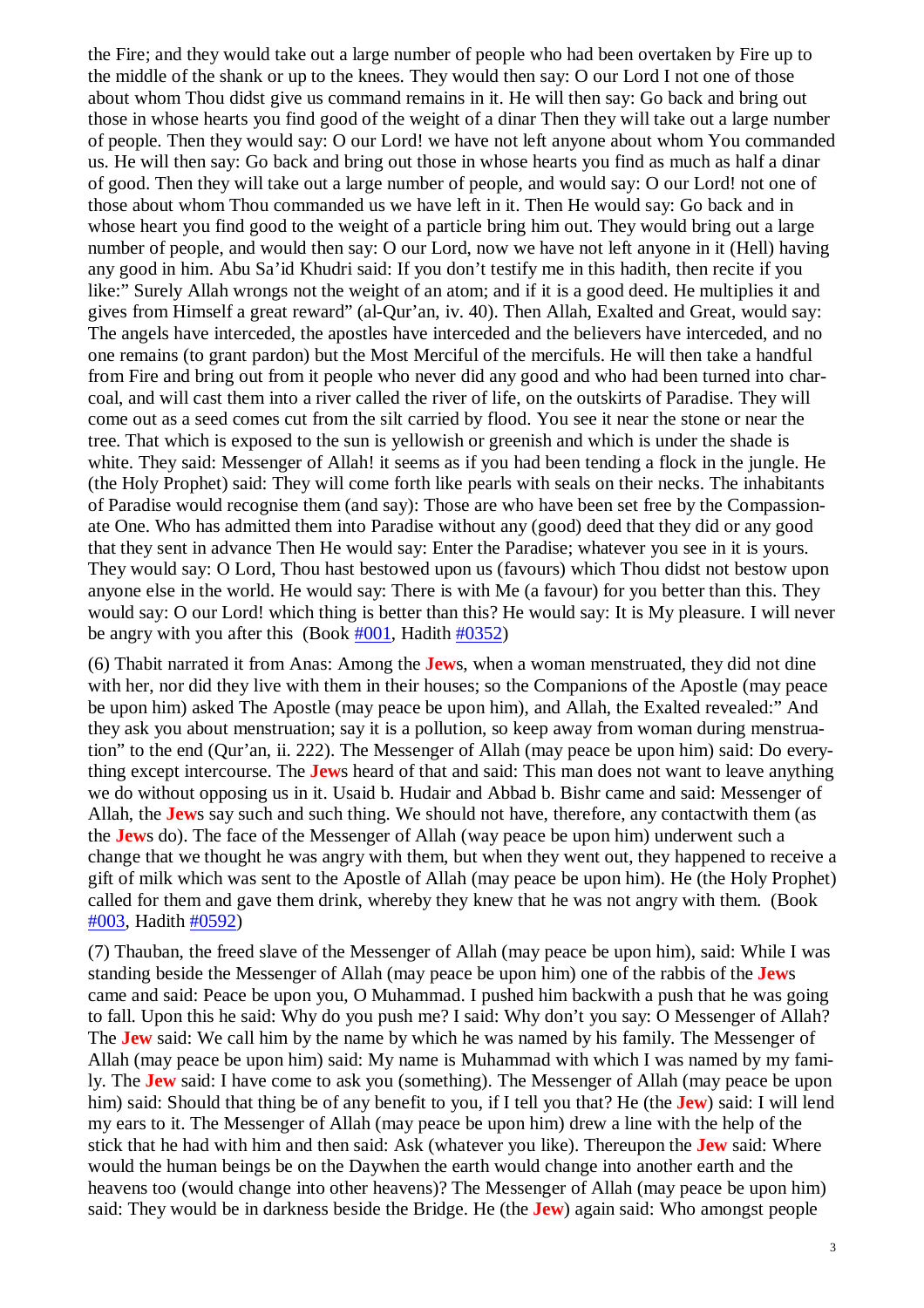the Fire; and they would take out a large number of people who had been overtaken by Fire up to the middle of the shank or up to the knees. They would then say: O our Lord I not one of those about whom Thou didst give us command remains in it. He will then say: Go back and bring out those in whose hearts you find good of the weight of a dinar Then they will take out a large number of people. Then they would say: O our Lord! we have not left anyone about whom You commanded us. He will then say: Go back and bring out those in whose hearts you find as much as half a dinar of good. Then they will take out a large number of people, and would say: O our Lord! not one of those about whom Thou commanded us we have left in it. Then He would say: Go back and in whose heart you find good to the weight of a particle bring him out. They would bring out a large number of people, and would then say: O our Lord, now we have not left anyone in it (Hell) having any good in him. Abu Sa'id Khudri said: If you don't testify me in this hadith, then recite if you like:" Surely Allah wrongs not the weight of an atom; and if it is a good deed. He multiplies it and gives from Himself a great reward" (al-Qur'an, iv. 40). Then Allah, Exalted and Great, would say: The angels have interceded, the apostles have interceded and the believers have interceded, and no one remains (to grant pardon) but the Most Merciful of the mercifuls. He will then take a handful from Fire and bring out from it people who never did any good and who had been turned into charcoal, and will cast them into a river called the river of life, on the outskirts of Paradise. They will come out as a seed comes cut from the silt carried by flood. You see it near the stone or near the tree. That which is exposed to the sun is yellowish or greenish and which is under the shade is white. They said: Messenger of Allah! it seems as if you had been tending a flock in the jungle. He (the Holy Prophet) said: They will come forth like pearls with seals on their necks. The inhabitants of Paradise would recognise them (and say): Those are who have been set free by the Compassionate One. Who has admitted them into Paradise without any (good) deed that they did or any good that they sent in advance Then He would say: Enter the Paradise; whatever you see in it is yours. They would say: O Lord, Thou hast bestowed upon us (favours) which Thou didst not bestow upon anyone else in the world. He would say: There is with Me (a favour) for you better than this. They would say: O our Lord! which thing is better than this? He would say: It is My pleasure. I will never be angry with you after this (Book #001, Hadith #0352)

(6) Thabit narrated it from Anas: Among the **Jew**s, when a woman menstruated, they did not dine with her, nor did they live with them in their houses; so the Companions of the Apostle (may peace be upon him) asked The Apostle (may peace be upon him), and Allah, the Exalted revealed:" And they ask you about menstruation; say it is a pollution, so keep away from woman during menstruation" to the end (Qur'an, ii. 222). The Messenger of Allah (may peace be upon him) said: Do everything except intercourse. The **Jew**s heard of that and said: This man does not want to leave anything we do without opposing us in it. Usaid b. Hudair and Abbad b. Bishr came and said: Messenger of Allah, the **Jew**s say such and such thing. We should not have, therefore, any contactwith them (as the **Jew**s do). The face of the Messenger of Allah (way peace be upon him) underwent such a change that we thought he was angry with them, but when they went out, they happened to receive a gift of milk which was sent to the Apostle of Allah (may peace be upon him). He (the Holy Prophet) called for them and gave them drink, whereby they knew that he was not angry with them. (Book #003, Hadith #0592)

(7) Thauban, the freed slave of the Messenger of Allah (may peace be upon him), said: While I was standing beside the Messenger of Allah (may peace be upon him) one of the rabbis of the **Jew**s came and said: Peace be upon you, O Muhammad. I pushed him backwith a push that he was going to fall. Upon this he said: Why do you push me? I said: Why don't you say: O Messenger of Allah? The **Jew** said: We call him by the name by which he was named by his family. The Messenger of Allah (may peace be upon him) said: My name is Muhammad with which I was named by my family. The **Jew** said: I have come to ask you (something). The Messenger of Allah (may peace be upon him) said: Should that thing be of any benefit to you, if I tell you that? He (the **Jew**) said: I will lend my ears to it. The Messenger of Allah (may peace be upon him) drew a line with the help of the stick that he had with him and then said: Ask (whatever you like). Thereupon the **Jew** said: Where would the human beings be on the Daywhen the earth would change into another earth and the heavens too (would change into other heavens)? The Messenger of Allah (may peace be upon him) said: They would be in darkness beside the Bridge. He (the **Jew**) again said: Who amongst people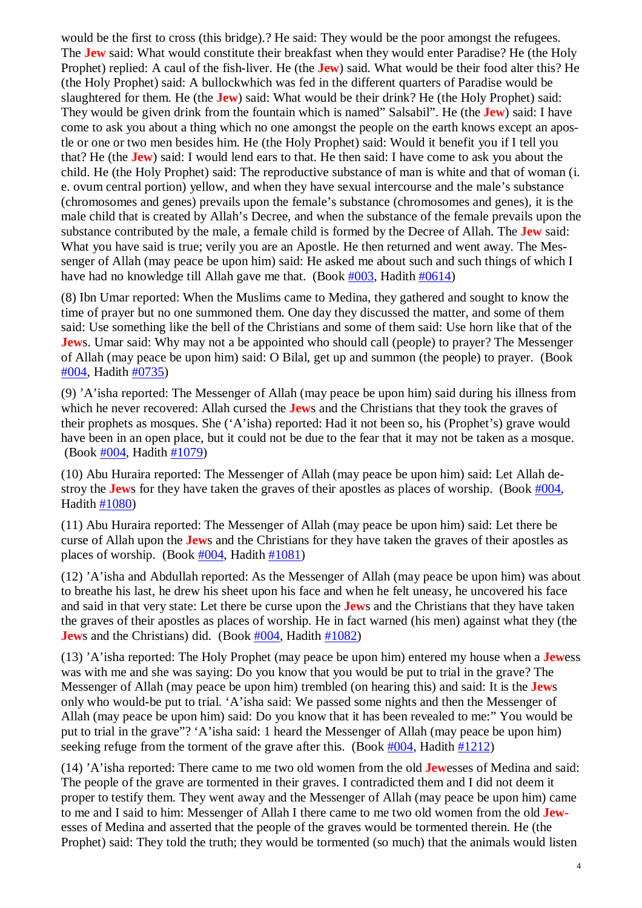would be the first to cross (this bridge).? He said: They would be the poor amongst the refugees. The **Jew** said: What would constitute their breakfast when they would enter Paradise? He (the Holy Prophet) replied: A caul of the fish-liver. He (the **Jew**) said. What would be their food alter this? He (the Holy Prophet) said: A bullockwhich was fed in the different quarters of Paradise would be slaughtered for them. He (the **Jew**) said: What would be their drink? He (the Holy Prophet) said: They would be given drink from the fountain which is named" Salsabil". He (the **Jew**) said: I have come to ask you about a thing which no one amongst the people on the earth knows except an apostle or one or two men besides him. He (the Holy Prophet) said: Would it benefit you if I tell you that? He (the **Jew**) said: I would lend ears to that. He then said: I have come to ask you about the child. He (the Holy Prophet) said: The reproductive substance of man is white and that of woman (i. e. ovum central portion) yellow, and when they have sexual intercourse and the male's substance (chromosomes and genes) prevails upon the female's substance (chromosomes and genes), it is the male child that is created by Allah's Decree, and when the substance of the female prevails upon the substance contributed by the male, a female child is formed by the Decree of Allah. The **Jew** said: What you have said is true; verily you are an Apostle. He then returned and went away. The Messenger of Allah (may peace be upon him) said: He asked me about such and such things of which I have had no knowledge till Allah gave me that. (Book #003, Hadith #0614)

(8) Ibn Umar reported: When the Muslims came to Medina, they gathered and sought to know the time of prayer but no one summoned them. One day they discussed the matter, and some of them said: Use something like the bell of the Christians and some of them said: Use horn like that of the **Jew**s. Umar said: Why may not a be appointed who should call (people) to prayer? The Messenger of Allah (may peace be upon him) said: O Bilal, get up and summon (the people) to prayer. (Book #004, Hadith #0735)

(9) 'A'isha reported: The Messenger of Allah (may peace be upon him) said during his illness from which he never recovered: Allah cursed the **Jew**s and the Christians that they took the graves of their prophets as mosques. She ('A'isha) reported: Had it not been so, his (Prophet's) grave would have been in an open place, but it could not be due to the fear that it may not be taken as a mosque. (Book #004, Hadith #1079)

(10) Abu Huraira reported: The Messenger of Allah (may peace be upon him) said: Let Allah destroy the **Jew**s for they have taken the graves of their apostles as places of worship. (Book #004, Hadith #1080)

(11) Abu Huraira reported: The Messenger of Allah (may peace be upon him) said: Let there be curse of Allah upon the **Jew**s and the Christians for they have taken the graves of their apostles as places of worship. (Book #004, Hadith #1081)

(12) 'A'isha and Abdullah reported: As the Messenger of Allah (may peace be upon him) was about to breathe his last, he drew his sheet upon his face and when he felt uneasy, he uncovered his face and said in that very state: Let there be curse upon the **Jew**s and the Christians that they have taken the graves of their apostles as places of worship. He in fact warned (his men) against what they (the **Jew**s and the Christians) did. (Book #004, Hadith #1082)

(13) 'A'isha reported: The Holy Prophet (may peace be upon him) entered my house when a **Jew**ess was with me and she was saying: Do you know that you would be put to trial in the grave? The Messenger of Allah (may peace be upon him) trembled (on hearing this) and said: It is the **Jew**s only who would-be put to trial. 'A'isha said: We passed some nights and then the Messenger of Allah (may peace be upon him) said: Do you know that it has been revealed to me:" You would be put to trial in the grave"? 'A'isha said: 1 heard the Messenger of Allah (may peace be upon him) seeking refuge from the torment of the grave after this. (Book #004, Hadith #1212)

(14) 'A'isha reported: There came to me two old women from the old **Jew**esses of Medina and said: The people of the grave are tormented in their graves. I contradicted them and I did not deem it proper to testify them. They went away and the Messenger of Allah (may peace be upon him) came to me and I said to him: Messenger of Allah I there came to me two old women from the old **Jew**esses of Medina and asserted that the people of the graves would be tormented therein. He (the Prophet) said: They told the truth; they would be tormented (so much) that the animals would listen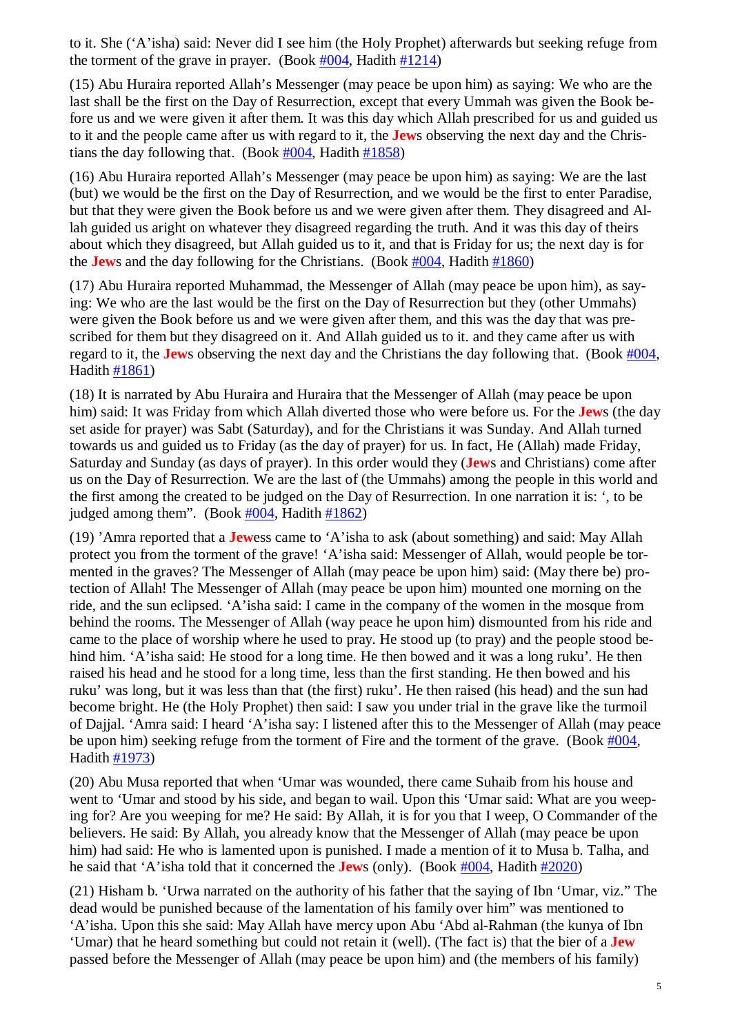to it. She ('A'isha) said: Never did I see him (the Holy Prophet) afterwards but seeking refuge from the torment of the grave in prayer. (Book [#004](), Hadith [#1214]())

(15) Abu Huraira reported Allah's Messenger (may peace be upon him) as saying: We who are the last shall be the first on the Day of Resurrection, except that every Ummah was given the Book before us and we were given it after them. It was this day which Allah prescribed for us and guided us to it and the people came after us with regard to it, the **Jew**s observing the next day and the Christians the day following that. (Book [#004](), Hadith [#1858]())

(16) Abu Huraira reported Allah's Messenger (may peace be upon him) as saying: We are the last (but) we would be the first on the Day of Resurrection, and we would be the first to enter Paradise, but that they were given the Book before us and we were given after them. They disagreed and Allah guided us aright on whatever they disagreed regarding the truth. And it was this day of theirs about which they disagreed, but Allah guided us to it, and that is Friday for us; the next day is for the **Jew**s and the day following for the Christians. (Book [#004](), Hadith [#1860]())

(17) Abu Huraira reported Muhammad, the Messenger of Allah (may peace be upon him), as saying: We who are the last would be the first on the Day of Resurrection but they (other Ummahs) were given the Book before us and we were given after them, and this was the day that was prescribed for them but they disagreed on it. And Allah guided us to it. and they came after us with regard to it, the **Jew**s observing the next day and the Christians the day following that. (Book [#004](), Hadith [#1861]())

(18) It is narrated by Abu Huraira and Huraira that the Messenger of Allah (may peace be upon him) said: It was Friday from which Allah diverted those who were before us. For the **Jew**s (the day set aside for prayer) was Sabt (Saturday), and for the Christians it was Sunday. And Allah turned towards us and guided us to Friday (as the day of prayer) for us. In fact, He (Allah) made Friday, Saturday and Sunday (as days of prayer). In this order would they (**Jew**s and Christians) come after us on the Day of Resurrection. We are the last of (the Ummahs) among the people in this world and the first among the created to be judged on the Day of Resurrection. In one narration it is: ', to be judged among them". (Book [#004](), Hadith [#1862]())

(19) 'Amra reported that a **Jew**ess came to 'A'isha to ask (about something) and said: May Allah protect you from the torment of the grave! 'A'isha said: Messenger of Allah, would people be tormented in the graves? The Messenger of Allah (may peace be upon him) said: (May there be) protection of Allah! The Messenger of Allah (may peace be upon him) mounted one morning on the ride, and the sun eclipsed. 'A'isha said: I came in the company of the women in the mosque from behind the rooms. The Messenger of Allah (way peace he upon him) dismounted from his ride and came to the place of worship where he used to pray. He stood up (to pray) and the people stood behind him. 'A'isha said: He stood for a long time. He then bowed and it was a long ruku'. He then raised his head and he stood for a long time, less than the first standing. He then bowed and his ruku' was long, but it was less than that (the first) ruku'. He then raised (his head) and the sun had become bright. He (the Holy Prophet) then said: I saw you under trial in the grave like the turmoil of Dajjal. 'Amra said: I heard 'A'isha say: I listened after this to the Messenger of Allah (may peace be upon him) seeking refuge from the torment of Fire and the torment of the grave. (Book [#004](), Hadith [#1973]())

(20) Abu Musa reported that when 'Umar was wounded, there came Suhaib from his house and went to 'Umar and stood by his side, and began to wail. Upon this 'Umar said: What are you weeping for? Are you weeping for me? He said: By Allah, it is for you that I weep, O Commander of the believers. He said: By Allah, you already know that the Messenger of Allah (may peace be upon him) had said: He who is lamented upon is punished. I made a mention of it to Musa b. Talha, and he said that 'A'isha told that it concerned the **Jew**s (only). (Book [#004](), Hadith [#2020]())

(21) Hisham b. 'Urwa narrated on the authority of his father that the saying of Ibn 'Umar, viz." The dead would be punished because of the lamentation of his family over him" was mentioned to 'A'isha. Upon this she said: May Allah have mercy upon Abu 'Abd al-Rahman (the kunya of Ibn 'Umar) that he heard something but could not retain it (well). (The fact is) that the bier of a **Jew** passed before the Messenger of Allah (may peace be upon him) and (the members of his family)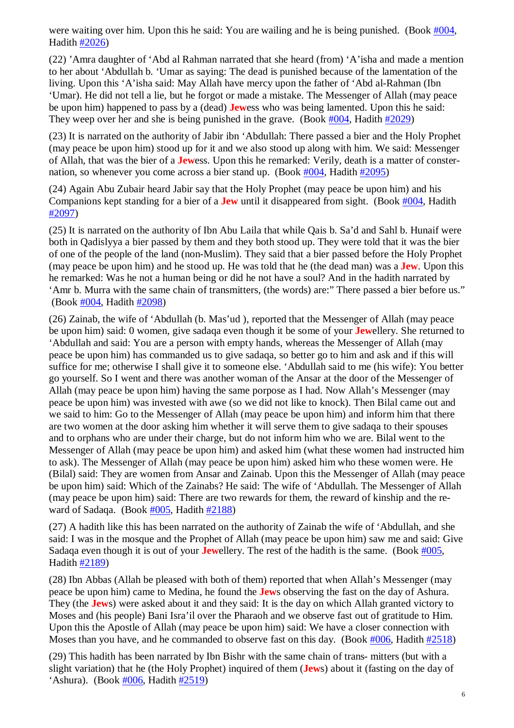were waiting over him. Upon this he said: You are wailing and he is being punished. (Book #004, Hadith #2026)

(22) 'Amra daughter of 'Abd al Rahman narrated that she heard (from) 'A'isha and made a mention to her about 'Abdullah b. 'Umar as saying: The dead is punished because of the lamentation of the living. Upon this 'A'isha said: May Allah have mercy upon the father of 'Abd al-Rahman (Ibn 'Umar). He did not tell a lie, but he forgot or made a mistake. The Messenger of Allah (may peace be upon him) happened to pass by a (dead) **Jew**ess who was being lamented. Upon this he said: They weep over her and she is being punished in the grave. (Book #004, Hadith #2029)

(23) It is narrated on the authority of Jabir ibn 'Abdullah: There passed a bier and the Holy Prophet (may peace be upon him) stood up for it and we also stood up along with him. We said: Messenger of Allah, that was the bier of a **Jew**ess. Upon this he remarked: Verily, death is a matter of consternation, so whenever you come across a bier stand up. (Book #004, Hadith #2095)

(24) Again Abu Zubair heard Jabir say that the Holy Prophet (may peace be upon him) and his Companions kept standing for a bier of a **Jew** until it disappeared from sight. (Book #004, Hadith #2097)

(25) It is narrated on the authority of Ibn Abu Laila that while Qais b. Sa'd and Sahl b. Hunaif were both in Qadislyya a bier passed by them and they both stood up. They were told that it was the bier of one of the people of the land (non-Muslim). They said that a bier passed before the Holy Prophet (may peace be upon him) and he stood up. He was told that he (the dead man) was a **Jew**. Upon this he remarked: Was he not a human being or did he not have a soul? And in the hadith narrated by 'Amr b. Murra with the same chain of transmitters, (the words) are:" There passed a bier before us." (Book #004, Hadith #2098)

(26) Zainab, the wife of 'Abdullah (b. Mas'ud ), reported that the Messenger of Allah (may peace be upon him) said: 0 women, give sadaqa even though it be some of your **Jew**ellery. She returned to 'Abdullah and said: You are a person with empty hands, whereas the Messenger of Allah (may peace be upon him) has commanded us to give sadaqa, so better go to him and ask and if this will suffice for me; otherwise I shall give it to someone else. 'Abdullah said to me (his wife): You better go yourself. So I went and there was another woman of the Ansar at the door of the Messenger of Allah (may peace be upon him) having the same porpose as I had. Now Allah's Messenger (may peace be upon him) was invested with awe (so we did not like to knock). Then Bilal came out and we said to him: Go to the Messenger of Allah (may peace be upon him) and inform him that there are two women at the door asking him whether it will serve them to give sadaqa to their spouses and to orphans who are under their charge, but do not inform him who we are. Bilal went to the Messenger of Allah (may peace be upon him) and asked him (what these women had instructed him to ask). The Messenger of Allah (may peace be upon him) asked him who these women were. He (Bilal) said: They are women from Ansar and Zainab. Upon this the Messenger of Allah (may peace be upon him) said: Which of the Zainabs? He said: The wife of 'Abdullah. The Messenger of Allah (may peace be upon him) said: There are two rewards for them, the reward of kinship and the reward of Sadaqa. (Book #005, Hadith #2188)

(27) A hadith like this has been narrated on the authority of Zainab the wife of 'Abdullah, and she said: I was in the mosque and the Prophet of Allah (may peace be upon him) saw me and said: Give Sadaqa even though it is out of your **Jew**ellery. The rest of the hadith is the same. (Book #005, Hadith #2189)

(28) Ibn Abbas (Allah be pleased with both of them) reported that when Allah's Messenger (may peace be upon him) came to Medina, he found the **Jew**s observing the fast on the day of Ashura. They (the **Jew**s) were asked about it and they said: It is the day on which Allah granted victory to Moses and (his people) Bani Isra'il over the Pharaoh and we observe fast out of gratitude to Him. Upon this the Apostle of Allah (may peace be upon him) said: We have a closer connection with Moses than you have, and he commanded to observe fast on this day. (Book #006, Hadith #2518)

(29) This hadith has been narrated by Ibn Bishr with the same chain of trans- mitters (but with a slight variation) that he (the Holy Prophet) inquired of them (**Jew**s) about it (fasting on the day of 'Ashura). (Book #006, Hadith #2519)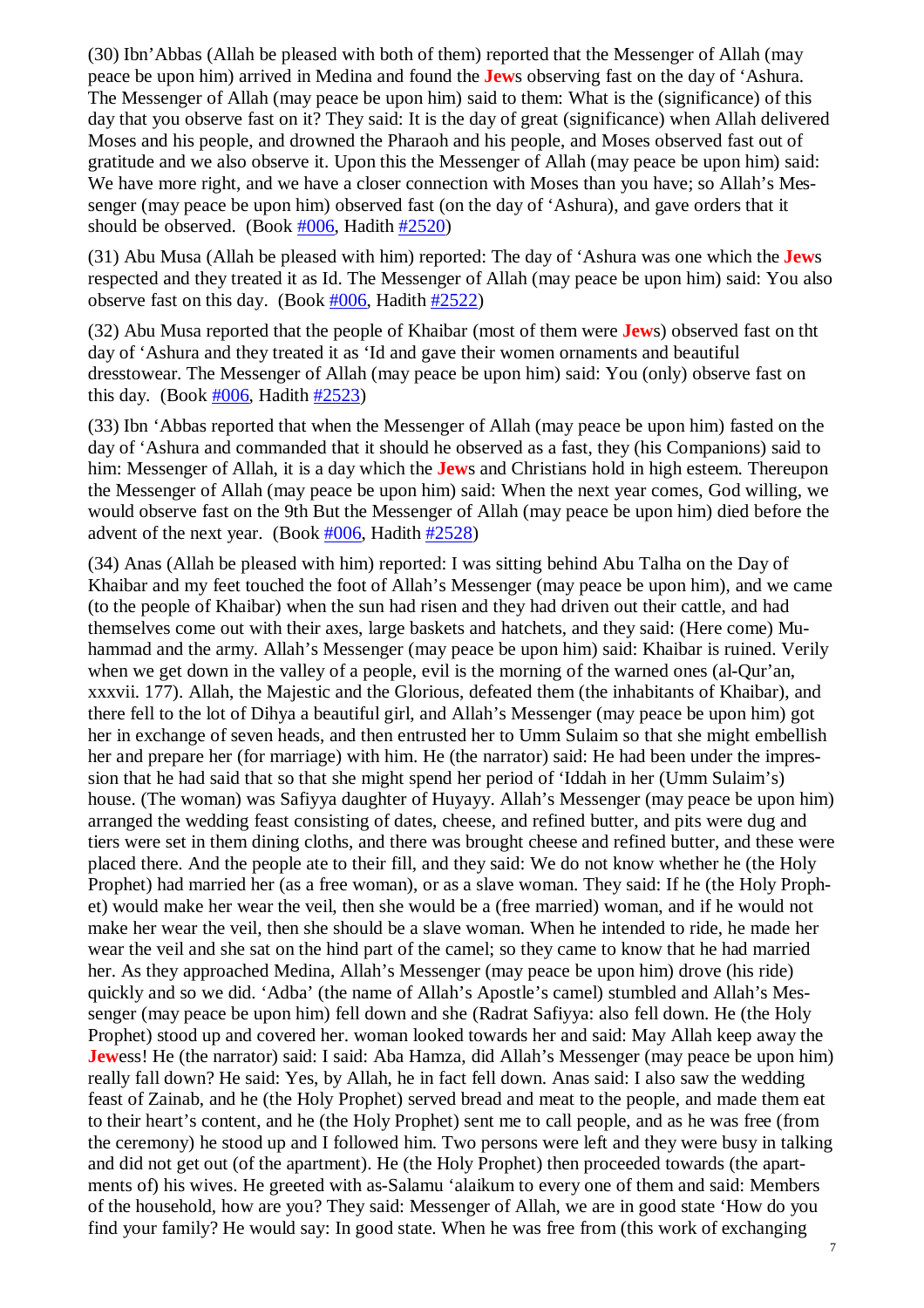(30) Ibn'Abbas (Allah be pleased with both of them) reported that the Messenger of Allah (may peace be upon him) arrived in Medina and found the **Jew**s observing fast on the day of 'Ashura. The Messenger of Allah (may peace be upon him) said to them: What is the (significance) of this day that you observe fast on it? They said: It is the day of great (significance) when Allah delivered Moses and his people, and drowned the Pharaoh and his people, and Moses observed fast out of gratitude and we also observe it. Upon this the Messenger of Allah (may peace be upon him) said: We have more right, and we have a closer connection with Moses than you have; so Allah's Messenger (may peace be upon him) observed fast (on the day of 'Ashura), and gave orders that it should be observed. (Book #006, Hadith #2520)

(31) Abu Musa (Allah be pleased with him) reported: The day of 'Ashura was one which the **Jew**s respected and they treated it as Id. The Messenger of Allah (may peace be upon him) said: You also observe fast on this day. (Book #006, Hadith #2522)

(32) Abu Musa reported that the people of Khaibar (most of them were **Jew**s) observed fast on tht day of 'Ashura and they treated it as 'Id and gave their women ornaments and beautiful dresstowear. The Messenger of Allah (may peace be upon him) said: You (only) observe fast on this day. (Book #006, Hadith #2523)

(33) Ibn 'Abbas reported that when the Messenger of Allah (may peace be upon him) fasted on the day of 'Ashura and commanded that it should he observed as a fast, they (his Companions) said to him: Messenger of Allah, it is a day which the **Jew**s and Christians hold in high esteem. Thereupon the Messenger of Allah (may peace be upon him) said: When the next year comes, God willing, we would observe fast on the 9th But the Messenger of Allah (may peace be upon him) died before the advent of the next year. (Book #006, Hadith #2528)

(34) Anas (Allah be pleased with him) reported: I was sitting behind Abu Talha on the Day of Khaibar and my feet touched the foot of Allah's Messenger (may peace be upon him), and we came (to the people of Khaibar) when the sun had risen and they had driven out their cattle, and had themselves come out with their axes, large baskets and hatchets, and they said: (Here come) Muhammad and the army. Allah's Messenger (may peace be upon him) said: Khaibar is ruined. Verily when we get down in the valley of a people, evil is the morning of the warned ones (al-Qur'an, xxxvii. 177). Allah, the Majestic and the Glorious, defeated them (the inhabitants of Khaibar), and there fell to the lot of Dihya a beautiful girl, and Allah's Messenger (may peace be upon him) got her in exchange of seven heads, and then entrusted her to Umm Sulaim so that she might embellish her and prepare her (for marriage) with him. He (the narrator) said: He had been under the impression that he had said that so that she might spend her period of 'Iddah in her (Umm Sulaim's) house. (The woman) was Safiyya daughter of Huyayy. Allah's Messenger (may peace be upon him) arranged the wedding feast consisting of dates, cheese, and refined butter, and pits were dug and tiers were set in them dining cloths, and there was brought cheese and refined butter, and these were placed there. And the people ate to their fill, and they said: We do not know whether he (the Holy Prophet) had married her (as a free woman), or as a slave woman. They said: If he (the Holy Prophet) would make her wear the veil, then she would be a (free married) woman, and if he would not make her wear the veil, then she should be a slave woman. When he intended to ride, he made her wear the veil and she sat on the hind part of the camel; so they came to know that he had married her. As they approached Medina, Allah's Messenger (may peace be upon him) drove (his ride) quickly and so we did. 'Adba' (the name of Allah's Apostle's camel) stumbled and Allah's Messenger (may peace be upon him) fell down and she (Radrat Safiyya: also fell down. He (the Holy Prophet) stood up and covered her. woman looked towards her and said: May Allah keep away the **Jew**ess! He (the narrator) said: I said: Aba Hamza, did Allah's Messenger (may peace be upon him) really fall down? He said: Yes, by Allah, he in fact fell down. Anas said: I also saw the wedding feast of Zainab, and he (the Holy Prophet) served bread and meat to the people, and made them eat to their heart's content, and he (the Holy Prophet) sent me to call people, and as he was free (from the ceremony) he stood up and I followed him. Two persons were left and they were busy in talking and did not get out (of the apartment). He (the Holy Prophet) then proceeded towards (the apartments of) his wives. He greeted with as-Salamu 'alaikum to every one of them and said: Members of the household, how are you? They said: Messenger of Allah, we are in good state 'How do you find your family? He would say: In good state. When he was free from (this work of exchanging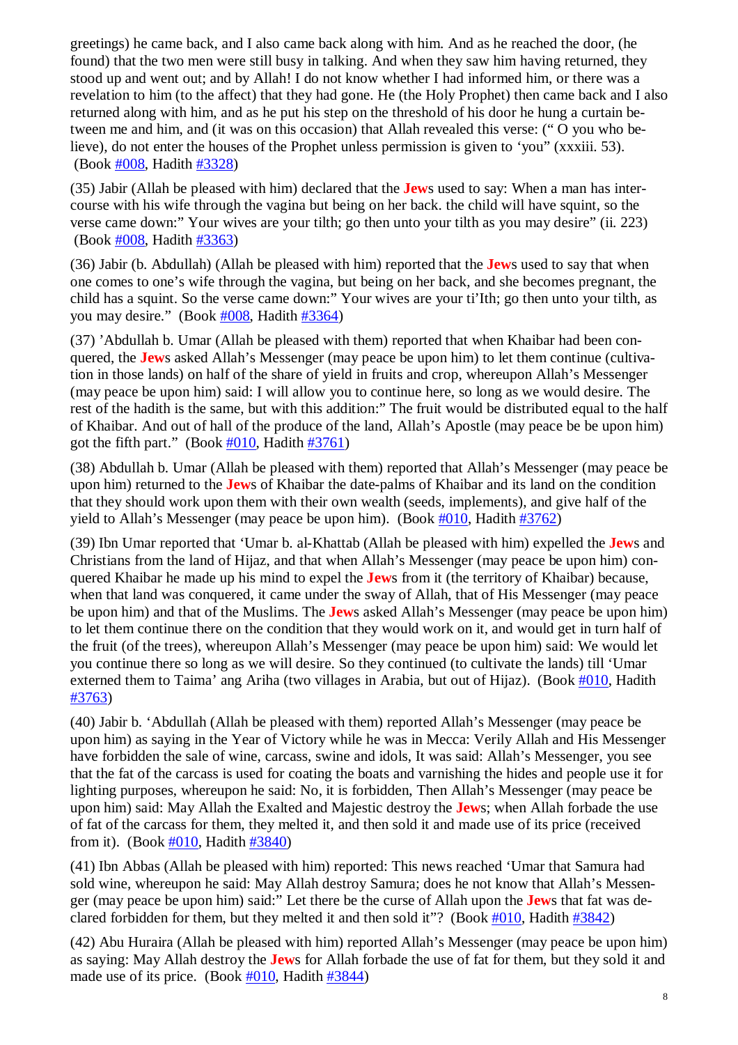greetings) he came back, and I also came back along with him. And as he reached the door, (he found) that the two men were still busy in talking. And when they saw him having returned, they stood up and went out; and by Allah! I do not know whether I had informed him, or there was a revelation to him (to the affect) that they had gone. He (the Holy Prophet) then came back and I also returned along with him, and as he put his step on the threshold of his door he hung a curtain between me and him, and (it was on this occasion) that Allah revealed this verse: (" O you who believe), do not enter the houses of the Prophet unless permission is given to 'you" (xxxiii. 53). (Book #008, Hadith #3328)

(35) Jabir (Allah be pleased with him) declared that the **Jew**s used to say: When a man has intercourse with his wife through the vagina but being on her back. the child will have squint, so the verse came down:" Your wives are your tilth; go then unto your tilth as you may desire" (ii. 223) (Book #008, Hadith #3363)

(36) Jabir (b. Abdullah) (Allah be pleased with him) reported that the **Jew**s used to say that when one comes to one's wife through the vagina, but being on her back, and she becomes pregnant, the child has a squint. So the verse came down:" Your wives are your ti'Ith; go then unto your tilth, as you may desire." (Book #008, Hadith #3364)

(37) 'Abdullah b. Umar (Allah be pleased with them) reported that when Khaibar had been conquered, the **Jew**s asked Allah's Messenger (may peace be upon him) to let them continue (cultivation in those lands) on half of the share of yield in fruits and crop, whereupon Allah's Messenger (may peace be upon him) said: I will allow you to continue here, so long as we would desire. The rest of the hadith is the same, but with this addition:" The fruit would be distributed equal to the half of Khaibar. And out of hall of the produce of the land, Allah's Apostle (may peace be be upon him) got the fifth part." (Book #010, Hadith #3761)

(38) Abdullah b. Umar (Allah be pleased with them) reported that Allah's Messenger (may peace be upon him) returned to the **Jew**s of Khaibar the date-palms of Khaibar and its land on the condition that they should work upon them with their own wealth (seeds, implements), and give half of the yield to Allah's Messenger (may peace be upon him). (Book #010, Hadith #3762)

(39) Ibn Umar reported that 'Umar b. al-Khattab (Allah be pleased with him) expelled the **Jew**s and Christians from the land of Hijaz, and that when Allah's Messenger (may peace be upon him) conquered Khaibar he made up his mind to expel the **Jew**s from it (the territory of Khaibar) because, when that land was conquered, it came under the sway of Allah, that of His Messenger (may peace be upon him) and that of the Muslims. The **Jew**s asked Allah's Messenger (may peace be upon him) to let them continue there on the condition that they would work on it, and would get in turn half of the fruit (of the trees), whereupon Allah's Messenger (may peace be upon him) said: We would let you continue there so long as we will desire. So they continued (to cultivate the lands) till 'Umar externed them to Taima' ang Ariha (two villages in Arabia, but out of Hijaz). (Book #010, Hadith #3763)

(40) Jabir b. 'Abdullah (Allah be pleased with them) reported Allah's Messenger (may peace be upon him) as saying in the Year of Victory while he was in Mecca: Verily Allah and His Messenger have forbidden the sale of wine, carcass, swine and idols, It was said: Allah's Messenger, you see that the fat of the carcass is used for coating the boats and varnishing the hides and people use it for lighting purposes, whereupon he said: No, it is forbidden, Then Allah's Messenger (may peace be upon him) said: May Allah the Exalted and Majestic destroy the **Jew**s; when Allah forbade the use of fat of the carcass for them, they melted it, and then sold it and made use of its price (received from it). (Book #010, Hadith #3840)

(41) Ibn Abbas (Allah be pleased with him) reported: This news reached 'Umar that Samura had sold wine, whereupon he said: May Allah destroy Samura; does he not know that Allah's Messenger (may peace be upon him) said:" Let there be the curse of Allah upon the **Jew**s that fat was declared forbidden for them, but they melted it and then sold it"? (Book #010, Hadith #3842)

(42) Abu Huraira (Allah be pleased with him) reported Allah's Messenger (may peace be upon him) as saying: May Allah destroy the **Jew**s for Allah forbade the use of fat for them, but they sold it and made use of its price. (Book #010, Hadith #3844)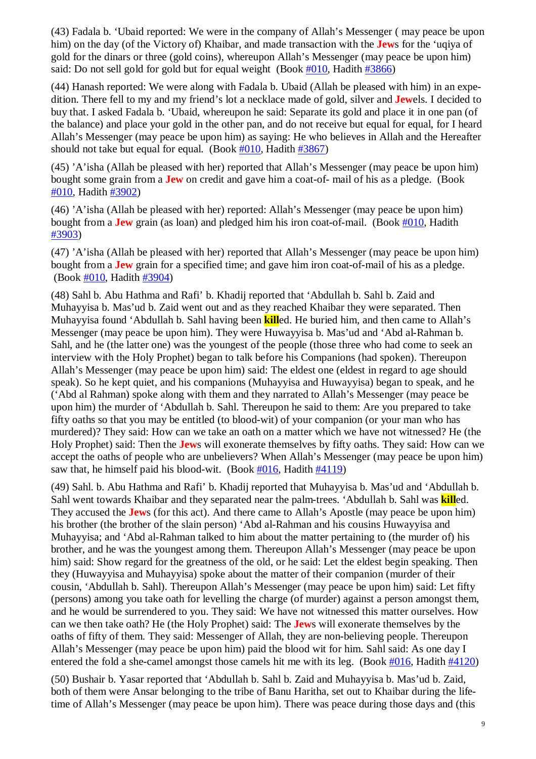(43) Fadala b. ‘Ubaid reported: We were in the company of Allah’s Messenger ( may peace be upon him) on the day (of the Victory of) Khaibar, and made transaction with the **Jew**s for the ‘uqiya of gold for the dinars or three (gold coins), whereupon Allah’s Messenger (may peace be upon him) said: Do not sell gold for gold but for equal weight (Book #010, Hadith #3866)

(44) Hanash reported: We were along with Fadala b. Ubaid (Allah be pleased with him) in an expedition. There fell to my and my friend’s lot a necklace made of gold, silver and **Jew**els. I decided to buy that. I asked Fadala b. ‘Ubaid, whereupon he said: Separate its gold and place it in one pan (of the balance) and place your gold in the other pan, and do not receive but equal for equal, for I heard Allah’s Messenger (may peace be upon him) as saying: He who believes in Allah and the Hereafter should not take but equal for equal. (Book #010, Hadith #3867)

(45) ’A’isha (Allah be pleased with her) reported that Allah’s Messenger (may peace be upon him) bought some grain from a **Jew** on credit and gave him a coat-of- mail of his as a pledge. (Book #010, Hadith #3902)

(46) ’A’isha (Allah be pleased with her) reported: Allah’s Messenger (may peace be upon him) bought from a **Jew** grain (as loan) and pledged him his iron coat-of-mail. (Book #010, Hadith #3903)

(47) ’A’isha (Allah be pleased with her) reported that Allah’s Messenger (may peace be upon him) bought from a **Jew** grain for a specified time; and gave him iron coat-of-mail of his as a pledge. (Book #010, Hadith #3904)

(48) Sahl b. Abu Hathma and Rafi’ b. Khadij reported that ‘Abdullah b. Sahl b. Zaid and Muhayyisa b. Mas’ud b. Zaid went out and as they reached Khaibar they were separated. Then Muhayyisa found ‘Abdullah b. Sahl having been **kill**ed. He buried him, and then came to Allah’s Messenger (may peace be upon him). They were Huwayyisa b. Mas’ud and ‘Abd al-Rahman b. Sahl, and he (the latter one) was the youngest of the people (those three who had come to seek an interview with the Holy Prophet) began to talk before his Companions (had spoken). Thereupon Allah’s Messenger (may peace be upon him) said: The eldest one (eldest in regard to age should speak). So he kept quiet, and his companions (Muhayyisa and Huwayyisa) began to speak, and he (‘Abd al Rahman) spoke along with them and they narrated to Allah’s Messenger (may peace be upon him) the murder of ‘Abdullah b. Sahl. Thereupon he said to them: Are you prepared to take fifty oaths so that you may be entitled (to blood-wit) of your companion (or your man who has murdered)? They said: How can we take an oath on a matter which we have not witnessed? He (the Holy Prophet) said: Then the **Jew**s will exonerate themselves by fifty oaths. They said: How can we accept the oaths of people who are unbelievers? When Allah’s Messenger (may peace be upon him) saw that, he himself paid his blood-wit. (Book #016, Hadith #4119)

(49) Sahl. b. Abu Hathma and Rafi’ b. Khadij reported that Muhayyisa b. Mas’ud and ‘Abdullah b. Sahl went towards Khaibar and they separated near the palm-trees. ‘Abdullah b. Sahl was **kill**ed. They accused the **Jew**s (for this act). And there came to Allah’s Apostle (may peace be upon him) his brother (the brother of the slain person) ‘Abd al-Rahman and his cousins Huwayyisa and Muhayyisa; and ‘Abd al-Rahman talked to him about the matter pertaining to (the murder of) his brother, and he was the youngest among them. Thereupon Allah’s Messenger (may peace be upon him) said: Show regard for the greatness of the old, or he said: Let the eldest begin speaking. Then they (Huwayyisa and Muhayyisa) spoke about the matter of their companion (murder of their cousin, ‘Abdullah b. Sahl). Thereupon Allah’s Messenger (may peace be upon him) said: Let fifty (persons) among you take oath for levelling the charge (of murder) against a person amongst them, and he would be surrendered to you. They said: We have not witnessed this matter ourselves. How can we then take oath? He (the Holy Prophet) said: The **Jew**s will exonerate themselves by the oaths of fifty of them. They said: Messenger of Allah, they are non-believing people. Thereupon Allah’s Messenger (may peace be upon him) paid the blood wit for him. Sahl said: As one day I entered the fold a she-camel amongst those camels hit me with its leg. (Book #016, Hadith #4120)

(50) Bushair b. Yasar reported that ‘Abdullah b. Sahl b. Zaid and Muhayyisa b. Mas’ud b. Zaid, both of them were Ansar belonging to the tribe of Banu Haritha, set out to Khaibar during the lifetime of Allah’s Messenger (may peace be upon him). There was peace during those days and (this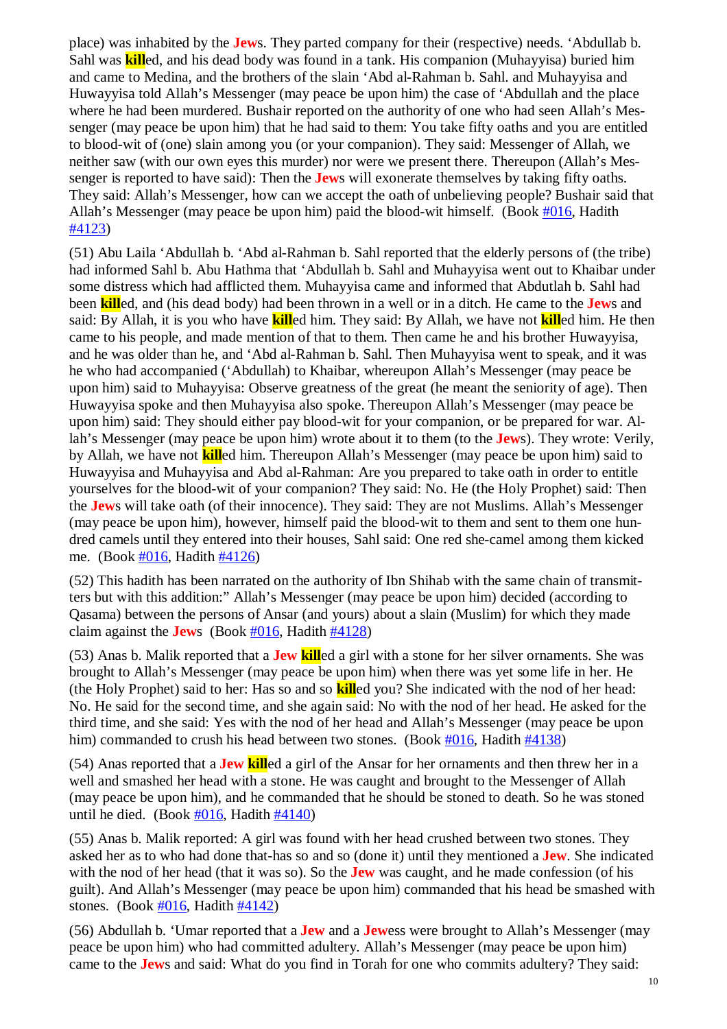place) was inhabited by the **Jew**s. They parted company for their (respective) needs. ‘Abdullab b. Sahl was **kill**ed, and his dead body was found in a tank. His companion (Muhayyisa) buried him and came to Medina, and the brothers of the slain ‘Abd al-Rahman b. Sahl. and Muhayyisa and Huwayyisa told Allah’s Messenger (may peace be upon him) the case of ‘Abdullah and the place where he had been murdered. Bushair reported on the authority of one who had seen Allah’s Messenger (may peace be upon him) that he had said to them: You take fifty oaths and you are entitled to blood-wit of (one) slain among you (or your companion). They said: Messenger of Allah, we neither saw (with our own eyes this murder) nor were we present there. Thereupon (Allah’s Messenger is reported to have said): Then the **Jew**s will exonerate themselves by taking fifty oaths. They said: Allah’s Messenger, how can we accept the oath of unbelieving people? Bushair said that Allah’s Messenger (may peace be upon him) paid the blood-wit himself. (Book #016, Hadith #4123)

(51) Abu Laila ‘Abdullah b. ‘Abd al-Rahman b. Sahl reported that the elderly persons of (the tribe) had informed Sahl b. Abu Hathma that ‘Abdullah b. Sahl and Muhayyisa went out to Khaibar under some distress which had afflicted them. Muhayyisa came and informed that Abdutlah b. Sahl had been **kill**ed, and (his dead body) had been thrown in a well or in a ditch. He came to the **Jew**s and said: By Allah, it is you who have **kill**ed him. They said: By Allah, we have not **kill**ed him. He then came to his people, and made mention of that to them. Then came he and his brother Huwayyisa, and he was older than he, and ‘Abd al-Rahman b. Sahl. Then Muhayyisa went to speak, and it was he who had accompanied (‘Abdullah) to Khaibar, whereupon Allah’s Messenger (may peace be upon him) said to Muhayyisa: Observe greatness of the great (he meant the seniority of age). Then Huwayyisa spoke and then Muhayyisa also spoke. Thereupon Allah’s Messenger (may peace be upon him) said: They should either pay blood-wit for your companion, or be prepared for war. Allah’s Messenger (may peace be upon him) wrote about it to them (to the **Jew**s). They wrote: Verily, by Allah, we have not **kill**ed him. Thereupon Allah’s Messenger (may peace be upon him) said to Huwayyisa and Muhayyisa and Abd al-Rahman: Are you prepared to take oath in order to entitle yourselves for the blood-wit of your companion? They said: No. He (the Holy Prophet) said: Then the **Jew**s will take oath (of their innocence). They said: They are not Muslims. Allah’s Messenger (may peace be upon him), however, himself paid the blood-wit to them and sent to them one hundred camels until they entered into their houses, Sahl said: One red she-camel among them kicked me. (Book #016, Hadith #4126)

(52) This hadith has been narrated on the authority of Ibn Shihab with the same chain of transmitters but with this addition:” Allah’s Messenger (may peace be upon him) decided (according to Qasama) between the persons of Ansar (and yours) about a slain (Muslim) for which they made claim against the **Jew**s (Book #016, Hadith #4128)

(53) Anas b. Malik reported that a **Jew** **kill**ed a girl with a stone for her silver ornaments. She was brought to Allah’s Messenger (may peace be upon him) when there was yet some life in her. He (the Holy Prophet) said to her: Has so and so **kill**ed you? She indicated with the nod of her head: No. He said for the second time, and she again said: No with the nod of her head. He asked for the third time, and she said: Yes with the nod of her head and Allah’s Messenger (may peace be upon him) commanded to crush his head between two stones. (Book #016, Hadith #4138)

(54) Anas reported that a **Jew** **kill**ed a girl of the Ansar for her ornaments and then threw her in a well and smashed her head with a stone. He was caught and brought to the Messenger of Allah (may peace be upon him), and he commanded that he should be stoned to death. So he was stoned until he died. (Book #016, Hadith #4140)

(55) Anas b. Malik reported: A girl was found with her head crushed between two stones. They asked her as to who had done that-has so and so (done it) until they mentioned a **Jew**. She indicated with the nod of her head (that it was so). So the **Jew** was caught, and he made confession (of his guilt). And Allah’s Messenger (may peace be upon him) commanded that his head be smashed with stones. (Book #016, Hadith #4142)

(56) Abdullah b. ‘Umar reported that a **Jew** and a **Jew**ess were brought to Allah’s Messenger (may peace be upon him) who had committed adultery. Allah’s Messenger (may peace be upon him) came to the **Jew**s and said: What do you find in Torah for one who commits adultery? They said: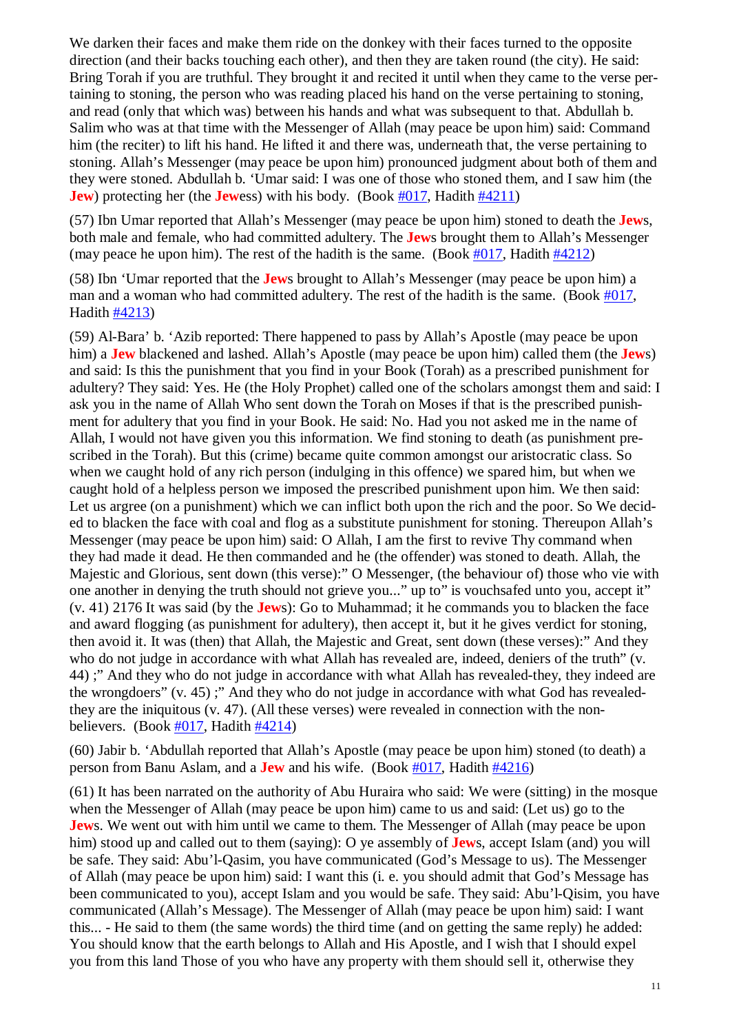We darken their faces and make them ride on the donkey with their faces turned to the opposite direction (and their backs touching each other), and then they are taken round (the city). He said: Bring Torah if you are truthful. They brought it and recited it until when they came to the verse pertaining to stoning, the person who was reading placed his hand on the verse pertaining to stoning, and read (only that which was) between his hands and what was subsequent to that. Abdullah b. Salim who was at that time with the Messenger of Allah (may peace be upon him) said: Command him (the reciter) to lift his hand. He lifted it and there was, underneath that, the verse pertaining to stoning. Allah's Messenger (may peace be upon him) pronounced judgment about both of them and they were stoned. Abdullah b. 'Umar said: I was one of those who stoned them, and I saw him (the **Jew**) protecting her (the **Jew**ess) with his body. (Book [#017](), Hadith [#4211]())

(57) Ibn Umar reported that Allah's Messenger (may peace be upon him) stoned to death the **Jew**s, both male and female, who had committed adultery. The **Jew**s brought them to Allah's Messenger (may peace he upon him). The rest of the hadith is the same. (Book [#017](), Hadith [#4212]())

(58) Ibn 'Umar reported that the **Jew**s brought to Allah's Messenger (may peace be upon him) a man and a woman who had committed adultery. The rest of the hadith is the same. (Book [#017](), Hadith [#4213]())

(59) Al-Bara' b. 'Azib reported: There happened to pass by Allah's Apostle (may peace be upon him) a **Jew** blackened and lashed. Allah's Apostle (may peace be upon him) called them (the **Jew**s) and said: Is this the punishment that you find in your Book (Torah) as a prescribed punishment for adultery? They said: Yes. He (the Holy Prophet) called one of the scholars amongst them and said: I ask you in the name of Allah Who sent down the Torah on Moses if that is the prescribed punishment for adultery that you find in your Book. He said: No. Had you not asked me in the name of Allah, I would not have given you this information. We find stoning to death (as punishment prescribed in the Torah). But this (crime) became quite common amongst our aristocratic class. So when we caught hold of any rich person (indulging in this offence) we spared him, but when we caught hold of a helpless person we imposed the prescribed punishment upon him. We then said: Let us argree (on a punishment) which we can inflict both upon the rich and the poor. So We decided to blacken the face with coal and flog as a substitute punishment for stoning. Thereupon Allah's Messenger (may peace be upon him) said: O Allah, I am the first to revive Thy command when they had made it dead. He then commanded and he (the offender) was stoned to death. Allah, the Majestic and Glorious, sent down (this verse):" O Messenger, (the behaviour of) those who vie with one another in denying the truth should not grieve you..." up to" is vouchsafed unto you, accept it" (v. 41) 2176 It was said (by the **Jew**s): Go to Muhammad; it he commands you to blacken the face and award flogging (as punishment for adultery), then accept it, but it he gives verdict for stoning, then avoid it. It was (then) that Allah, the Majestic and Great, sent down (these verses):" And they who do not judge in accordance with what Allah has revealed are, indeed, deniers of the truth" (v. 44) ;" And they who do not judge in accordance with what Allah has revealed-they, they indeed are the wrongdoers" (v. 45) ;" And they who do not judge in accordance with what God has revealed-they are the iniquitous (v. 47). (All these verses) were revealed in connection with the non-believers. (Book [#017](), Hadith [#4214]())

(60) Jabir b. 'Abdullah reported that Allah's Apostle (may peace be upon him) stoned (to death) a person from Banu Aslam, and a **Jew** and his wife. (Book [#017](), Hadith [#4216]())

(61) It has been narrated on the authority of Abu Huraira who said: We were (sitting) in the mosque when the Messenger of Allah (may peace be upon him) came to us and said: (Let us) go to the **Jew**s. We went out with him until we came to them. The Messenger of Allah (may peace be upon him) stood up and called out to them (saying): O ye assembly of **Jew**s, accept Islam (and) you will be safe. They said: Abu'l-Qasim, you have communicated (God's Message to us). The Messenger of Allah (may peace be upon him) said: I want this (i. e. you should admit that God's Message has been communicated to you), accept Islam and you would be safe. They said: Abu'l-Qisim, you have communicated (Allah's Message). The Messenger of Allah (may peace be upon him) said: I want this... - He said to them (the same words) the third time (and on getting the same reply) he added: You should know that the earth belongs to Allah and His Apostle, and I wish that I should expel you from this land Those of you who have any property with them should sell it, otherwise they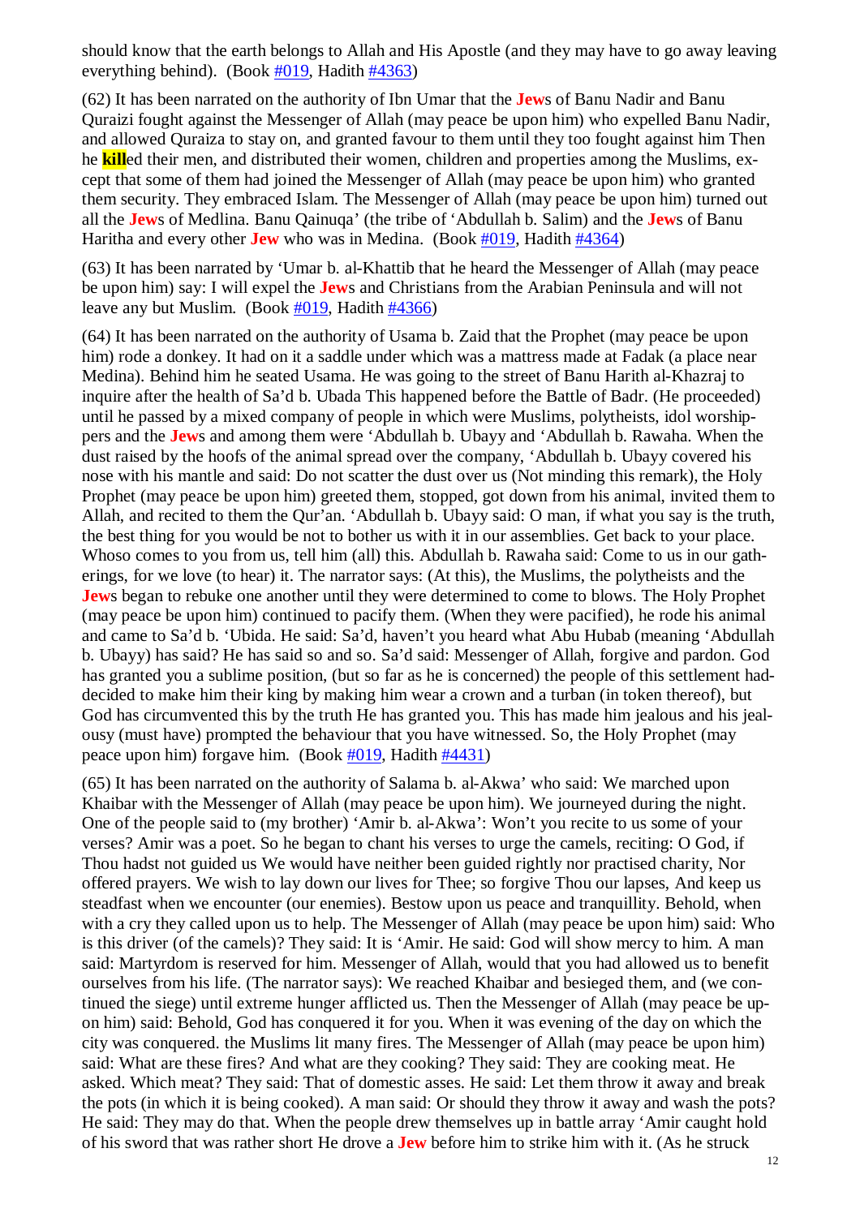should know that the earth belongs to Allah and His Apostle (and they may have to go away leaving everything behind). (Book #019, Hadith #4363)

(62) It has been narrated on the authority of Ibn Umar that the **Jew**s of Banu Nadir and Banu Quraizi fought against the Messenger of Allah (may peace be upon him) who expelled Banu Nadir, and allowed Quraiza to stay on, and granted favour to them until they too fought against him Then he **kill**ed their men, and distributed their women, children and properties among the Muslims, except that some of them had joined the Messenger of Allah (may peace be upon him) who granted them security. They embraced Islam. The Messenger of Allah (may peace be upon him) turned out all the **Jew**s of Medlina. Banu Qainuqa' (the tribe of 'Abdullah b. Salim) and the **Jew**s of Banu Haritha and every other **Jew** who was in Medina. (Book #019, Hadith #4364)

(63) It has been narrated by 'Umar b. al-Khattib that he heard the Messenger of Allah (may peace be upon him) say: I will expel the **Jew**s and Christians from the Arabian Peninsula and will not leave any but Muslim. (Book #019, Hadith #4366)

(64) It has been narrated on the authority of Usama b. Zaid that the Prophet (may peace be upon him) rode a donkey. It had on it a saddle under which was a mattress made at Fadak (a place near Medina). Behind him he seated Usama. He was going to the street of Banu Harith al-Khazraj to inquire after the health of Sa'd b. Ubada This happened before the Battle of Badr. (He proceeded) until he passed by a mixed company of people in which were Muslims, polytheists, idol worshippers and the **Jew**s and among them were 'Abdullah b. Ubayy and 'Abdullah b. Rawaha. When the dust raised by the hoofs of the animal spread over the company, 'Abdullah b. Ubayy covered his nose with his mantle and said: Do not scatter the dust over us (Not minding this remark), the Holy Prophet (may peace be upon him) greeted them, stopped, got down from his animal, invited them to Allah, and recited to them the Qur'an. 'Abdullah b. Ubayy said: O man, if what you say is the truth, the best thing for you would be not to bother us with it in our assemblies. Get back to your place. Whoso comes to you from us, tell him (all) this. Abdullah b. Rawaha said: Come to us in our gatherings, for we love (to hear) it. The narrator says: (At this), the Muslims, the polytheists and the **Jew**s began to rebuke one another until they were determined to come to blows. The Holy Prophet (may peace be upon him) continued to pacify them. (When they were pacified), he rode his animal and came to Sa'd b. 'Ubida. He said: Sa'd, haven't you heard what Abu Hubab (meaning 'Abdullah b. Ubayy) has said? He has said so and so. Sa'd said: Messenger of Allah, forgive and pardon. God has granted you a sublime position, (but so far as he is concerned) the people of this settlement had-decided to make him their king by making him wear a crown and a turban (in token thereof), but God has circumvented this by the truth He has granted you. This has made him jealous and his jealousy (must have) prompted the behaviour that you have witnessed. So, the Holy Prophet (may peace upon him) forgave him. (Book #019, Hadith #4431)

(65) It has been narrated on the authority of Salama b. al-Akwa' who said: We marched upon Khaibar with the Messenger of Allah (may peace be upon him). We journeyed during the night. One of the people said to (my brother) 'Amir b. al-Akwa': Won't you recite to us some of your verses? Amir was a poet. So he began to chant his verses to urge the camels, reciting: O God, if Thou hadst not guided us We would have neither been guided rightly nor practised charity, Nor offered prayers. We wish to lay down our lives for Thee; so forgive Thou our lapses, And keep us steadfast when we encounter (our enemies). Bestow upon us peace and tranquillity. Behold, when with a cry they called upon us to help. The Messenger of Allah (may peace be upon him) said: Who is this driver (of the camels)? They said: It is 'Amir. He said: God will show mercy to him. A man said: Martyrdom is reserved for him. Messenger of Allah, would that you had allowed us to benefit ourselves from his life. (The narrator says): We reached Khaibar and besieged them, and (we continued the siege) until extreme hunger afflicted us. Then the Messenger of Allah (may peace be upon him) said: Behold, God has conquered it for you. When it was evening of the day on which the city was conquered. the Muslims lit many fires. The Messenger of Allah (may peace be upon him) said: What are these fires? And what are they cooking? They said: They are cooking meat. He asked. Which meat? They said: That of domestic asses. He said: Let them throw it away and break the pots (in which it is being cooked). A man said: Or should they throw it away and wash the pots? He said: They may do that. When the people drew themselves up in battle array 'Amir caught hold of his sword that was rather short He drove a **Jew** before him to strike him with it. (As he struck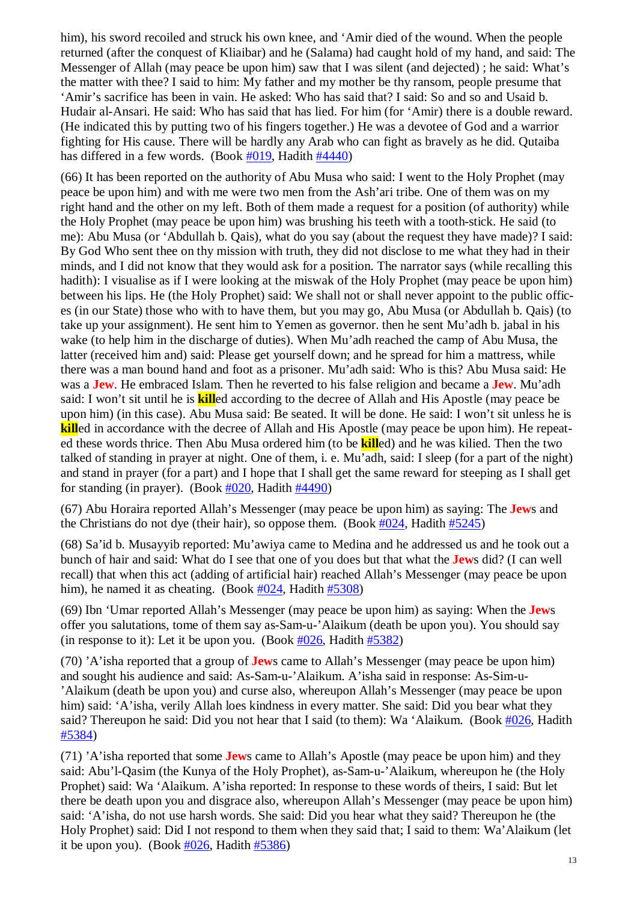him), his sword recoiled and struck his own knee, and 'Amir died of the wound. When the people returned (after the conquest of Kliaibar) and he (Salama) had caught hold of my hand, and said: The Messenger of Allah (may peace be upon him) saw that I was silent (and dejected) ; he said: What's the matter with thee? I said to him: My father and my mother be thy ransom, people presume that 'Amir's sacrifice has been in vain. He asked: Who has said that? I said: So and so and Usaid b. Hudair al-Ansari. He said: Who has said that has lied. For him (for 'Amir) there is a double reward. (He indicated this by putting two of his fingers together.) He was a devotee of God and a warrior fighting for His cause. There will be hardly any Arab who can fight as bravely as he did. Qutaiba has differed in a few words. (Book [#019](), Hadith [#4440]())

(66) It has been reported on the authority of Abu Musa who said: I went to the Holy Prophet (may peace be upon him) and with me were two men from the Ash'ari tribe. One of them was on my right hand and the other on my left. Both of them made a request for a position (of authority) while the Holy Prophet (may peace be upon him) was brushing his teeth with a tooth-stick. He said (to me): Abu Musa (or 'Abdullah b. Qais), what do you say (about the request they have made)? I said: By God Who sent thee on thy mission with truth, they did not disclose to me what they had in their minds, and I did not know that they would ask for a position. The narrator says (while recalling this hadith): I visualise as if I were looking at the miswak of the Holy Prophet (may peace be upon him) between his lips. He (the Holy Prophet) said: We shall not or shall never appoint to the public offices (in our State) those who with to have them, but you may go, Abu Musa (or Abdullah b. Qais) (to take up your assignment). He sent him to Yemen as governor. then he sent Mu'adh b. jabal in his wake (to help him in the discharge of duties). When Mu'adh reached the camp of Abu Musa, the latter (received him and) said: Please get yourself down; and he spread for him a mattress, while there was a man bound hand and foot as a prisoner. Mu'adh said: Who is this? Abu Musa said: He was a **Jew**. He embraced Islam. Then he reverted to his false religion and became a **Jew**. Mu'adh said: I won't sit until he is **kill**ed according to the decree of Allah and His Apostle (may peace be upon him) (in this case). Abu Musa said: Be seated. It will be done. He said: I won't sit unless he is **kill**ed in accordance with the decree of Allah and His Apostle (may peace be upon him). He repeated these words thrice. Then Abu Musa ordered him (to be **kill**ed) and he was kilied. Then the two talked of standing in prayer at night. One of them, i. e. Mu'adh, said: I sleep (for a part of the night) and stand in prayer (for a part) and I hope that I shall get the same reward for steeping as I shall get for standing (in prayer). (Book [#020](), Hadith [#4490]())

(67) Abu Horaira reported Allah's Messenger (may peace be upon him) as saying: The **Jew**s and the Christians do not dye (their hair), so oppose them. (Book [#024](), Hadith [#5245]())

(68) Sa'id b. Musayyib reported: Mu'awiya came to Medina and he addressed us and he took out a bunch of hair and said: What do I see that one of you does but that what the **Jew**s did? (I can well recall) that when this act (adding of artificial hair) reached Allah's Messenger (may peace be upon him), he named it as cheating. (Book [#024](), Hadith [#5308]())

(69) Ibn 'Umar reported Allah's Messenger (may peace be upon him) as saying: When the **Jew**s offer you salutations, tome of them say as-Sam-u-'Alaikum (death be upon you). You should say (in response to it): Let it be upon you. (Book [#026](), Hadith [#5382]())

(70) 'A'isha reported that a group of **Jew**s came to Allah's Messenger (may peace be upon him) and sought his audience and said: As-Sam-u-'Alaikum. A'isha said in response: As-Sim-u-'Alaikum (death be upon you) and curse also, whereupon Allah's Messenger (may peace be upon him) said: 'A'isha, verily Allah loes kindness in every matter. She said: Did you bear what they said? Thereupon he said: Did you not hear that I said (to them): Wa 'Alaikum. (Book [#026](), Hadith [#5384]())

(71) 'A'isha reported that some **Jew**s came to Allah's Apostle (may peace be upon him) and they said: Abu'l-Qasim (the Kunya of the Holy Prophet), as-Sam-u-'Alaikum, whereupon he (the Holy Prophet) said: Wa 'Alaikum. A'isha reported: In response to these words of theirs, I said: But let there be death upon you and disgrace also, whereupon Allah's Messenger (may peace be upon him) said: 'A'isha, do not use harsh words. She said: Did you hear what they said? Thereupon he (the Holy Prophet) said: Did I not respond to them when they said that; I said to them: Wa'Alaikum (let it be upon you). (Book [#026](), Hadith [#5386]())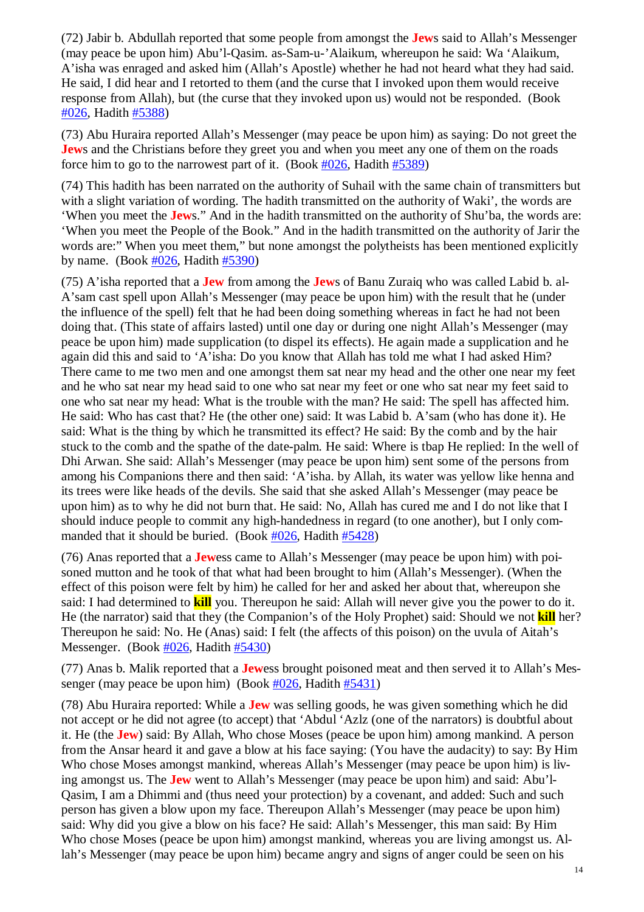(72) Jabir b. Abdullah reported that some people from amongst the **Jew**s said to Allah's Messenger (may peace be upon him) Abu'l-Qasim. as-Sam-u-'Alaikum, whereupon he said: Wa 'Alaikum, A'isha was enraged and asked him (Allah's Apostle) whether he had not heard what they had said. He said, I did hear and I retorted to them (and the curse that I invoked upon them would receive response from Allah), but (the curse that they invoked upon us) would not be responded. (Book #026, Hadith #5388)

(73) Abu Huraira reported Allah's Messenger (may peace be upon him) as saying: Do not greet the **Jew**s and the Christians before they greet you and when you meet any one of them on the roads force him to go to the narrowest part of it. (Book #026, Hadith #5389)

(74) This hadith has been narrated on the authority of Suhail with the same chain of transmitters but with a slight variation of wording. The hadith transmitted on the authority of Waki', the words are 'When you meet the **Jew**s." And in the hadith transmitted on the authority of Shu'ba, the words are: 'When you meet the People of the Book." And in the hadith transmitted on the authority of Jarir the words are:" When you meet them," but none amongst the polytheists has been mentioned explicitly by name. (Book #026, Hadith #5390)

(75) A'isha reported that a **Jew** from among the **Jew**s of Banu Zuraiq who was called Labid b. al-A'sam cast spell upon Allah's Messenger (may peace be upon him) with the result that he (under the influence of the spell) felt that he had been doing something whereas in fact he had not been doing that. (This state of affairs lasted) until one day or during one night Allah's Messenger (may peace be upon him) made supplication (to dispel its effects). He again made a supplication and he again did this and said to 'A'isha: Do you know that Allah has told me what I had asked Him? There came to me two men and one amongst them sat near my head and the other one near my feet and he who sat near my head said to one who sat near my feet or one who sat near my feet said to one who sat near my head: What is the trouble with the man? He said: The spell has affected him. He said: Who has cast that? He (the other one) said: It was Labid b. A'sam (who has done it). He said: What is the thing by which he transmitted its effect? He said: By the comb and by the hair stuck to the comb and the spathe of the date-palm. He said: Where is tbap He replied: In the well of Dhi Arwan. She said: Allah's Messenger (may peace be upon him) sent some of the persons from among his Companions there and then said: 'A'isha. by Allah, its water was yellow like henna and its trees were like heads of the devils. She said that she asked Allah's Messenger (may peace be upon him) as to why he did not burn that. He said: No, Allah has cured me and I do not like that I should induce people to commit any high-handedness in regard (to one another), but I only commanded that it should be buried. (Book #026, Hadith #5428)

(76) Anas reported that a **Jew**ess came to Allah's Messenger (may peace be upon him) with poisoned mutton and he took of that what had been brought to him (Allah's Messenger). (When the effect of this poison were felt by him) he called for her and asked her about that, whereupon she said: I had determined to **kill** you. Thereupon he said: Allah will never give you the power to do it. He (the narrator) said that they (the Companion's of the Holy Prophet) said: Should we not **kill** her? Thereupon he said: No. He (Anas) said: I felt (the affects of this poison) on the uvula of Aitah's Messenger. (Book #026, Hadith #5430)

(77) Anas b. Malik reported that a **Jew**ess brought poisoned meat and then served it to Allah's Messenger (may peace be upon him) (Book #026, Hadith #5431)

(78) Abu Huraira reported: While a **Jew** was selling goods, he was given something which he did not accept or he did not agree (to accept) that 'Abdul 'Azlz (one of the narrators) is doubtful about it. He (the **Jew**) said: By Allah, Who chose Moses (peace be upon him) among mankind. A person from the Ansar heard it and gave a blow at his face saying: (You have the audacity) to say: By Him Who chose Moses amongst mankind, whereas Allah's Messenger (may peace be upon him) is living amongst us. The **Jew** went to Allah's Messenger (may peace be upon him) and said: Abu'l-Qasim, I am a Dhimmi and (thus need your protection) by a covenant, and added: Such and such person has given a blow upon my face. Thereupon Allah's Messenger (may peace be upon him) said: Why did you give a blow on his face? He said: Allah's Messenger, this man said: By Him Who chose Moses (peace be upon him) amongst mankind, whereas you are living amongst us. Allah's Messenger (may peace be upon him) became angry and signs of anger could be seen on his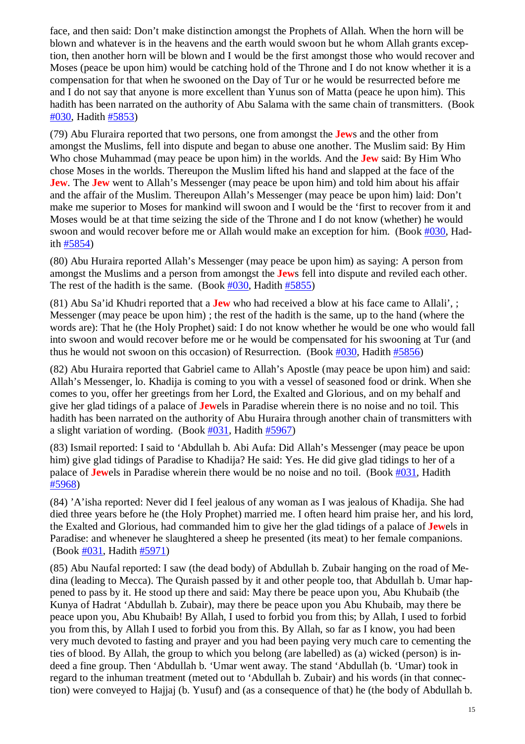face, and then said: Don't make distinction amongst the Prophets of Allah. When the horn will be blown and whatever is in the heavens and the earth would swoon but he whom Allah grants exception, then another horn will be blown and I would be the first amongst those who would recover and Moses (peace be upon him) would be catching hold of the Throne and I do not know whether it is a compensation for that when he swooned on the Day of Tur or he would be resurrected before me and I do not say that anyone is more excellent than Yunus son of Matta (peace he upon him). This hadith has been narrated on the authority of Abu Salama with the same chain of transmitters. (Book #030, Hadith #5853)

(79) Abu Fluraira reported that two persons, one from amongst the **Jew**s and the other from amongst the Muslims, fell into dispute and began to abuse one another. The Muslim said: By Him Who chose Muhammad (may peace be upon him) in the worlds. And the **Jew** said: By Him Who chose Moses in the worlds. Thereupon the Muslim lifted his hand and slapped at the face of the **Jew**. The **Jew** went to Allah's Messenger (may peace be upon him) and told him about his affair and the affair of the Muslim. Thereupon Allah's Messenger (may peace be upon him) laid: Don't make me superior to Moses for mankind will swoon and I would be the 'first to recover from it and Moses would be at that time seizing the side of the Throne and I do not know (whether) he would swoon and would recover before me or Allah would make an exception for him. (Book #030, Hadith #5854)

(80) Abu Huraira reported Allah's Messenger (may peace be upon him) as saying: A person from amongst the Muslims and a person from amongst the **Jew**s fell into dispute and reviled each other. The rest of the hadith is the same. (Book #030, Hadith #5855)

(81) Abu Sa'id Khudri reported that a **Jew** who had received a blow at his face came to Allali', ; Messenger (may peace be upon him) ; the rest of the hadith is the same, up to the hand (where the words are): That he (the Holy Prophet) said: I do not know whether he would be one who would fall into swoon and would recover before me or he would be compensated for his swooning at Tur (and thus he would not swoon on this occasion) of Resurrection. (Book #030, Hadith #5856)

(82) Abu Huraira reported that Gabriel came to Allah's Apostle (may peace be upon him) and said: Allah's Messenger, lo. Khadija is coming to you with a vessel of seasoned food or drink. When she comes to you, offer her greetings from her Lord, the Exalted and Glorious, and on my behalf and give her glad tidings of a palace of **Jew**els in Paradise wherein there is no noise and no toil. This hadith has been narrated on the authority of Abu Huraira through another chain of transmitters with a slight variation of wording. (Book #031, Hadith #5967)

(83) Ismail reported: I said to 'Abdullah b. Abi Aufa: Did Allah's Messenger (may peace be upon him) give glad tidings of Paradise to Khadija? He said: Yes. He did give glad tidings to her of a palace of **Jew**els in Paradise wherein there would be no noise and no toil. (Book #031, Hadith #5968)

(84) 'A'isha reported: Never did I feel jealous of any woman as I was jealous of Khadija. She had died three years before he (the Holy Prophet) married me. I often heard him praise her, and his lord, the Exalted and Glorious, had commanded him to give her the glad tidings of a palace of **Jew**els in Paradise: and whenever he slaughtered a sheep he presented (its meat) to her female companions. (Book #031, Hadith #5971)

(85) Abu Naufal reported: I saw (the dead body) of Abdullah b. Zubair hanging on the road of Medina (leading to Mecca). The Quraish passed by it and other people too, that Abdullah b. Umar happened to pass by it. He stood up there and said: May there be peace upon you, Abu Khubaib (the Kunya of Hadrat 'Abdullah b. Zubair), may there be peace upon you Abu Khubaib, may there be peace upon you, Abu Khubaib! By Allah, I used to forbid you from this; by Allah, I used to forbid you from this, by Allah I used to forbid you from this. By Allah, so far as I know, you had been very much devoted to fasting and prayer and you had been paying very much care to cementing the ties of blood. By Allah, the group to which you belong (are labelled) as (a) wicked (person) is indeed a fine group. Then 'Abdullah b. 'Umar went away. The stand 'Abdullah (b. 'Umar) took in regard to the inhuman treatment (meted out to 'Abdullah b. Zubair) and his words (in that connection) were conveyed to Hajjaj (b. Yusuf) and (as a consequence of that) he (the body of Abdullah b.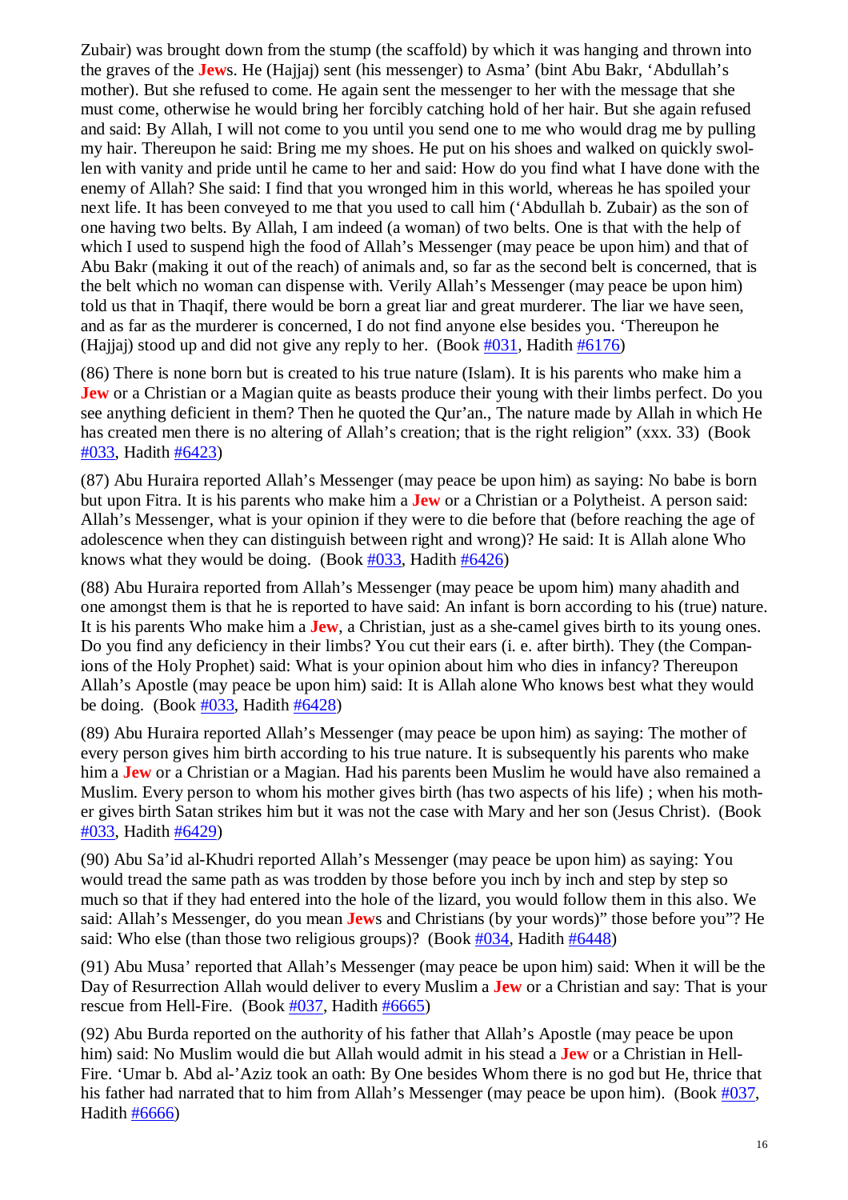Zubair) was brought down from the stump (the scaffold) by which it was hanging and thrown into the graves of the **Jew**s. He (Hajjaj) sent (his messenger) to Asma' (bint Abu Bakr, 'Abdullah's mother). But she refused to come. He again sent the messenger to her with the message that she must come, otherwise he would bring her forcibly catching hold of her hair. But she again refused and said: By Allah, I will not come to you until you send one to me who would drag me by pulling my hair. Thereupon he said: Bring me my shoes. He put on his shoes and walked on quickly swollen with vanity and pride until he came to her and said: How do you find what I have done with the enemy of Allah? She said: I find that you wronged him in this world, whereas he has spoiled your next life. It has been conveyed to me that you used to call him ('Abdullah b. Zubair) as the son of one having two belts. By Allah, I am indeed (a woman) of two belts. One is that with the help of which I used to suspend high the food of Allah's Messenger (may peace be upon him) and that of Abu Bakr (making it out of the reach) of animals and, so far as the second belt is concerned, that is the belt which no woman can dispense with. Verily Allah's Messenger (may peace be upon him) told us that in Thaqif, there would be born a great liar and great murderer. The liar we have seen, and as far as the murderer is concerned, I do not find anyone else besides you. 'Thereupon he (Hajjaj) stood up and did not give any reply to her. (Book [#031](), Hadith [#6176]())

(86) There is none born but is created to his true nature (Islam). It is his parents who make him a **Jew** or a Christian or a Magian quite as beasts produce their young with their limbs perfect. Do you see anything deficient in them? Then he quoted the Qur'an., The nature made by Allah in which He has created men there is no altering of Allah's creation; that is the right religion" (xxx. 33) (Book [#033](), Hadith [#6423]())

(87) Abu Huraira reported Allah's Messenger (may peace be upon him) as saying: No babe is born but upon Fitra. It is his parents who make him a **Jew** or a Christian or a Polytheist. A person said: Allah's Messenger, what is your opinion if they were to die before that (before reaching the age of adolescence when they can distinguish between right and wrong)? He said: It is Allah alone Who knows what they would be doing. (Book [#033](), Hadith [#6426]())

(88) Abu Huraira reported from Allah's Messenger (may peace be upom him) many ahadith and one amongst them is that he is reported to have said: An infant is born according to his (true) nature. It is his parents Who make him a **Jew**, a Christian, just as a she-camel gives birth to its young ones. Do you find any deficiency in their limbs? You cut their ears (i. e. after birth). They (the Companions of the Holy Prophet) said: What is your opinion about him who dies in infancy? Thereupon Allah's Apostle (may peace be upon him) said: It is Allah alone Who knows best what they would be doing. (Book [#033](), Hadith [#6428]())

(89) Abu Huraira reported Allah's Messenger (may peace be upon him) as saying: The mother of every person gives him birth according to his true nature. It is subsequently his parents who make him a **Jew** or a Christian or a Magian. Had his parents been Muslim he would have also remained a Muslim. Every person to whom his mother gives birth (has two aspects of his life) ; when his mother gives birth Satan strikes him but it was not the case with Mary and her son (Jesus Christ). (Book [#033](), Hadith [#6429]())

(90) Abu Sa'id al-Khudri reported Allah's Messenger (may peace be upon him) as saying: You would tread the same path as was trodden by those before you inch by inch and step by step so much so that if they had entered into the hole of the lizard, you would follow them in this also. We said: Allah's Messenger, do you mean **Jew**s and Christians (by your words)" those before you"? He said: Who else (than those two religious groups)? (Book [#034](), Hadith [#6448]())

(91) Abu Musa' reported that Allah's Messenger (may peace be upon him) said: When it will be the Day of Resurrection Allah would deliver to every Muslim a **Jew** or a Christian and say: That is your rescue from Hell-Fire. (Book [#037](), Hadith [#6665]())

(92) Abu Burda reported on the authority of his father that Allah's Apostle (may peace be upon him) said: No Muslim would die but Allah would admit in his stead a **Jew** or a Christian in Hell-Fire. 'Umar b. Abd al-'Aziz took an oath: By One besides Whom there is no god but He, thrice that his father had narrated that to him from Allah's Messenger (may peace be upon him). (Book [#037](), Hadith [#6666]())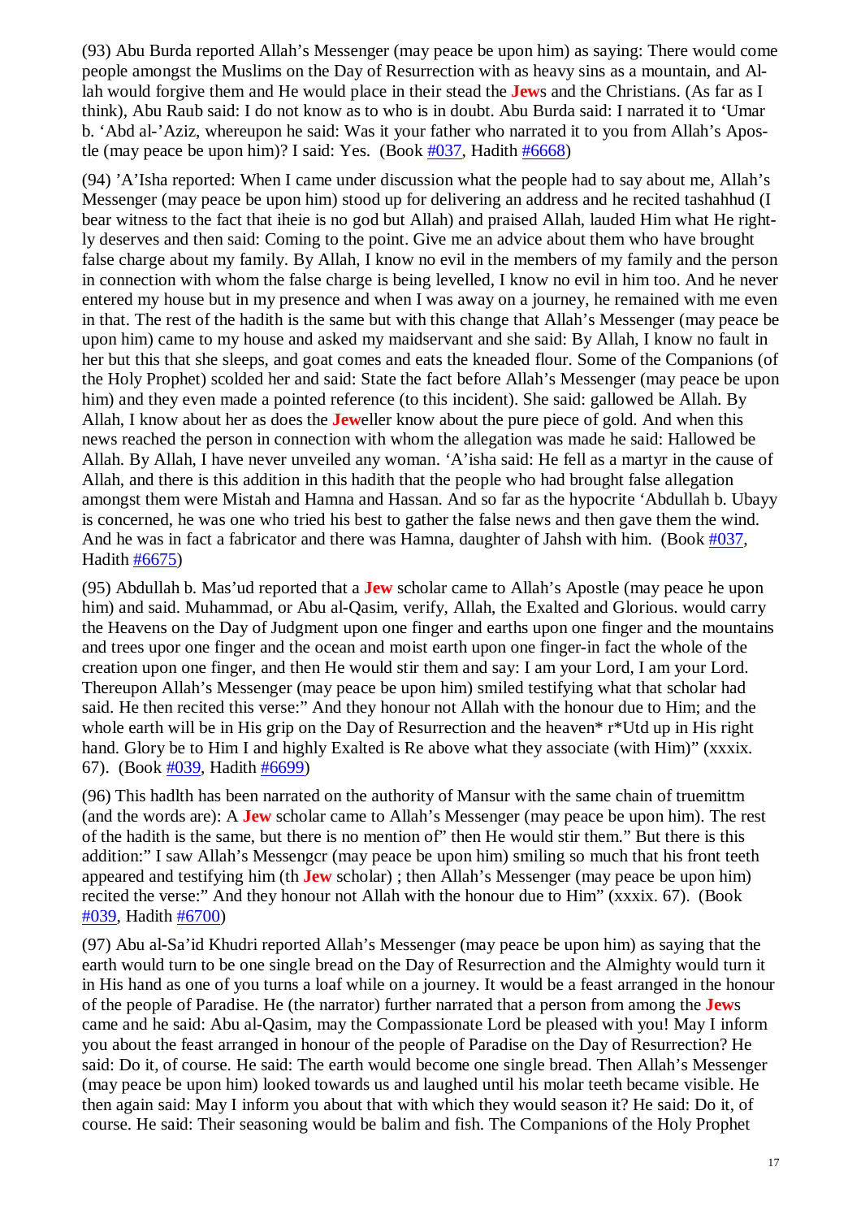(93) Abu Burda reported Allah's Messenger (may peace be upon him) as saying: There would come people amongst the Muslims on the Day of Resurrection with as heavy sins as a mountain, and Allah would forgive them and He would place in their stead the **Jew**s and the Christians. (As far as I think), Abu Raub said: I do not know as to who is in doubt. Abu Burda said: I narrated it to 'Umar b. 'Abd al-'Aziz, whereupon he said: Was it your father who narrated it to you from Allah's Apostle (may peace be upon him)? I said: Yes. (Book #037, Hadith #6668)

(94) 'A'Isha reported: When I came under discussion what the people had to say about me, Allah's Messenger (may peace be upon him) stood up for delivering an address and he recited tashahhud (I bear witness to the fact that iheie is no god but Allah) and praised Allah, lauded Him what He rightly deserves and then said: Coming to the point. Give me an advice about them who have brought false charge about my family. By Allah, I know no evil in the members of my family and the person in connection with whom the false charge is being levelled, I know no evil in him too. And he never entered my house but in my presence and when I was away on a journey, he remained with me even in that. The rest of the hadith is the same but with this change that Allah's Messenger (may peace be upon him) came to my house and asked my maidservant and she said: By Allah, I know no fault in her but this that she sleeps, and goat comes and eats the kneaded flour. Some of the Companions (of the Holy Prophet) scolded her and said: State the fact before Allah's Messenger (may peace be upon him) and they even made a pointed reference (to this incident). She said: gallowed be Allah. By Allah, I know about her as does the **Jew**eller know about the pure piece of gold. And when this news reached the person in connection with whom the allegation was made he said: Hallowed be Allah. By Allah, I have never unveiled any woman. 'A'isha said: He fell as a martyr in the cause of Allah, and there is this addition in this hadith that the people who had brought false allegation amongst them were Mistah and Hamna and Hassan. And so far as the hypocrite 'Abdullah b. Ubayy is concerned, he was one who tried his best to gather the false news and then gave them the wind. And he was in fact a fabricator and there was Hamna, daughter of Jahsh with him. (Book #037, Hadith #6675)

(95) Abdullah b. Mas'ud reported that a **Jew** scholar came to Allah's Apostle (may peace he upon him) and said. Muhammad, or Abu al-Qasim, verify, Allah, the Exalted and Glorious. would carry the Heavens on the Day of Judgment upon one finger and earths upon one finger and the mountains and trees upor one finger and the ocean and moist earth upon one finger-in fact the whole of the creation upon one finger, and then He would stir them and say: I am your Lord, I am your Lord. Thereupon Allah's Messenger (may peace be upon him) smiled testifying what that scholar had said. He then recited this verse:" And they honour not Allah with the honour due to Him; and the whole earth will be in His grip on the Day of Resurrection and the heaven* r*Utd up in His right hand. Glory be to Him I and highly Exalted is Re above what they associate (with Him)" (xxxix. 67). (Book #039, Hadith #6699)

(96) This hadlth has been narrated on the authority of Mansur with the same chain of truemittm (and the words are): A **Jew** scholar came to Allah's Messenger (may peace be upon him). The rest of the hadith is the same, but there is no mention of" then He would stir them." But there is this addition:" I saw Allah's Messengcr (may peace be upon him) smiling so much that his front teeth appeared and testifying him (th **Jew** scholar) ; then Allah's Messenger (may peace be upon him) recited the verse:" And they honour not Allah with the honour due to Him" (xxxix. 67). (Book #039, Hadith #6700)

(97) Abu al-Sa'id Khudri reported Allah's Messenger (may peace be upon him) as saying that the earth would turn to be one single bread on the Day of Resurrection and the Almighty would turn it in His hand as one of you turns a loaf while on a journey. It would be a feast arranged in the honour of the people of Paradise. He (the narrator) further narrated that a person from among the **Jew**s came and he said: Abu al-Qasim, may the Compassionate Lord be pleased with you! May I inform you about the feast arranged in honour of the people of Paradise on the Day of Resurrection? He said: Do it, of course. He said: The earth would become one single bread. Then Allah's Messenger (may peace be upon him) looked towards us and laughed until his molar teeth became visible. He then again said: May I inform you about that with which they would season it? He said: Do it, of course. He said: Their seasoning would be balim and fish. The Companions of the Holy Prophet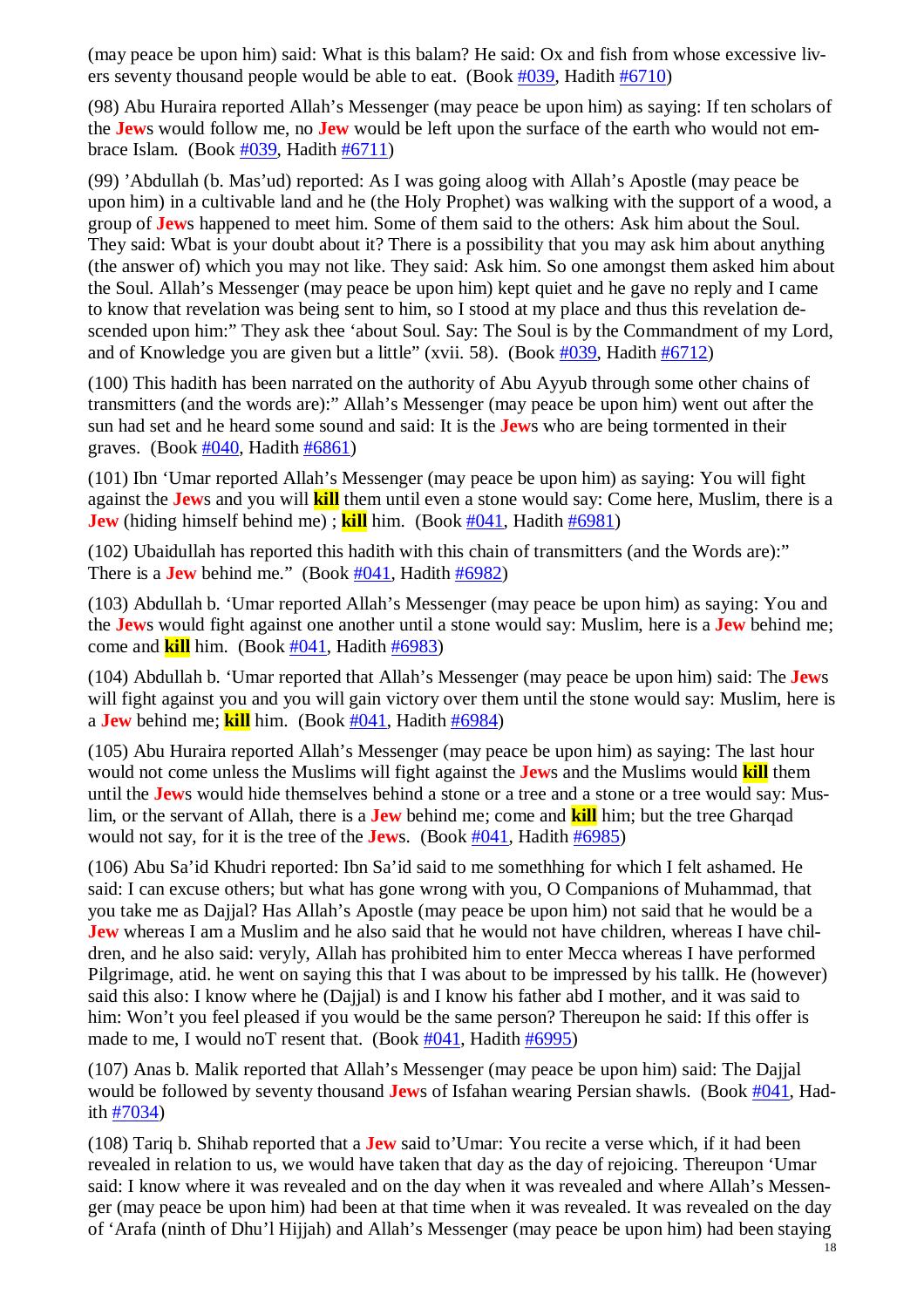(may peace be upon him) said: What is this balam? He said: Ox and fish from whose excessive livers seventy thousand people would be able to eat. (Book #039, Hadith #6710)

(98) Abu Huraira reported Allah's Messenger (may peace be upon him) as saying: If ten scholars of the **Jew**s would follow me, no **Jew** would be left upon the surface of the earth who would not embrace Islam. (Book #039, Hadith #6711)

(99) 'Abdullah (b. Mas'ud) reported: As I was going aloog with Allah's Apostle (may peace be upon him) in a cultivable land and he (the Holy Prophet) was walking with the support of a wood, a group of **Jew**s happened to meet him. Some of them said to the others: Ask him about the Soul. They said: Wbat is your doubt about it? There is a possibility that you may ask him about anything (the answer of) which you may not like. They said: Ask him. So one amongst them asked him about the Soul. Allah's Messenger (may peace be upon him) kept quiet and he gave no reply and I came to know that revelation was being sent to him, so I stood at my place and thus this revelation descended upon him:" They ask thee 'about Soul. Say: The Soul is by the Commandment of my Lord, and of Knowledge you are given but a little" (xvii. 58). (Book #039, Hadith #6712)

(100) This hadith has been narrated on the authority of Abu Ayyub through some other chains of transmitters (and the words are):" Allah's Messenger (may peace be upon him) went out after the sun had set and he heard some sound and said: It is the **Jew**s who are being tormented in their graves. (Book #040, Hadith #6861)

(101) Ibn 'Umar reported Allah's Messenger (may peace be upon him) as saying: You will fight against the **Jew**s and you will **kill** them until even a stone would say: Come here, Muslim, there is a **Jew** (hiding himself behind me) ; **kill** him. (Book #041, Hadith #6981)

(102) Ubaidullah has reported this hadith with this chain of transmitters (and the Words are):" There is a **Jew** behind me." (Book #041, Hadith #6982)

(103) Abdullah b. 'Umar reported Allah's Messenger (may peace be upon him) as saying: You and the **Jew**s would fight against one another until a stone would say: Muslim, here is a **Jew** behind me; come and **kill** him. (Book #041, Hadith #6983)

(104) Abdullah b. 'Umar reported that Allah's Messenger (may peace be upon him) said: The **Jew**s will fight against you and you will gain victory over them until the stone would say: Muslim, here is a **Jew** behind me; **kill** him. (Book #041, Hadith #6984)

(105) Abu Huraira reported Allah's Messenger (may peace be upon him) as saying: The last hour would not come unless the Muslims will fight against the **Jew**s and the Muslims would **kill** them until the **Jew**s would hide themselves behind a stone or a tree and a stone or a tree would say: Muslim, or the servant of Allah, there is a **Jew** behind me; come and **kill** him; but the tree Gharqad would not say, for it is the tree of the **Jew**s. (Book #041, Hadith #6985)

(106) Abu Sa'id Khudri reported: Ibn Sa'id said to me somethhing for which I felt ashamed. He said: I can excuse others; but what has gone wrong with you, O Companions of Muhammad, that you take me as Dajjal? Has Allah's Apostle (may peace be upon him) not said that he would be a **Jew** whereas I am a Muslim and he also said that he would not have children, whereas I have children, and he also said: veryly, Allah has prohibited him to enter Mecca whereas I have performed Pilgrimage, atid. he went on saying this that I was about to be impressed by his tallk. He (however) said this also: I know where he (Dajjal) is and I know his father abd I mother, and it was said to him: Won't you feel pleased if you would be the same person? Thereupon he said: If this offer is made to me, I would noT resent that. (Book #041, Hadith #6995)

(107) Anas b. Malik reported that Allah's Messenger (may peace be upon him) said: The Dajjal would be followed by seventy thousand **Jew**s of Isfahan wearing Persian shawls. (Book #041, Hadith #7034)

(108) Tariq b. Shihab reported that a **Jew** said to'Umar: You recite a verse which, if it had been revealed in relation to us, we would have taken that day as the day of rejoicing. Thereupon 'Umar said: I know where it was revealed and on the day when it was revealed and where Allah's Messenger (may peace be upon him) had been at that time when it was revealed. It was revealed on the day of 'Arafa (ninth of Dhu'l Hijjah) and Allah's Messenger (may peace be upon him) had been staying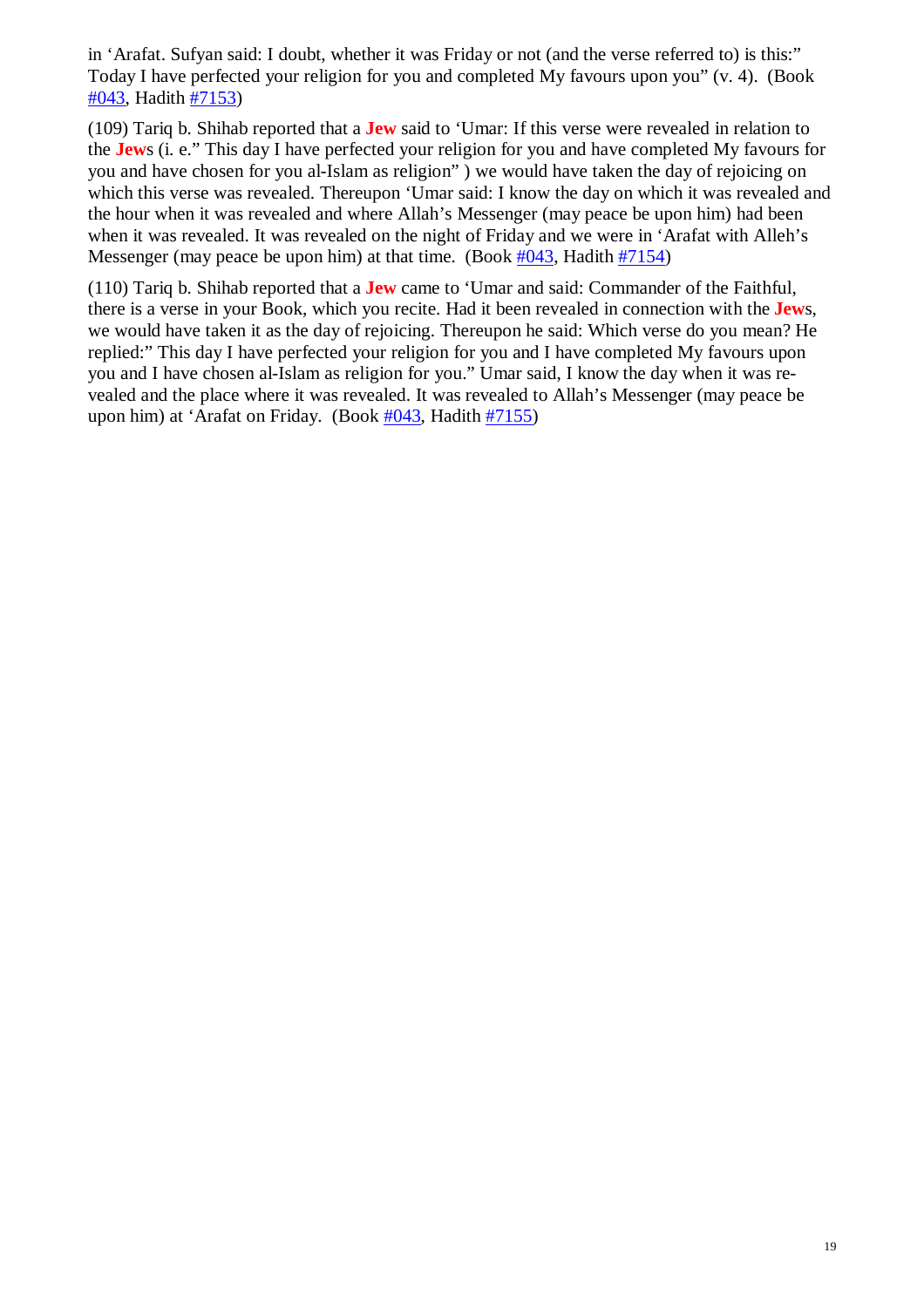in ‘Arafat. Sufyan said: I doubt, whether it was Friday or not (and the verse referred to) is this:” Today I have perfected your religion for you and completed My favours upon you” (v. 4). (Book #043, Hadith #7153)

(109) Tariq b. Shihab reported that a **Jew** said to ‘Umar: If this verse were revealed in relation to the **Jew**s (i. e.” This day I have perfected your religion for you and have completed My favours for you and have chosen for you al-Islam as religion” ) we would have taken the day of rejoicing on which this verse was revealed. Thereupon ‘Umar said: I know the day on which it was revealed and the hour when it was revealed and where Allah’s Messenger (may peace be upon him) had been when it was revealed. It was revealed on the night of Friday and we were in ‘Arafat with Alleh’s Messenger (may peace be upon him) at that time. (Book #043, Hadith #7154)

(110) Tariq b. Shihab reported that a **Jew** came to ‘Umar and said: Commander of the Faithful, there is a verse in your Book, which you recite. Had it been revealed in connection with the **Jew**s, we would have taken it as the day of rejoicing. Thereupon he said: Which verse do you mean? He replied:” This day I have perfected your religion for you and I have completed My favours upon you and I have chosen al-Islam as religion for you.” Umar said, I know the day when it was revealed and the place where it was revealed. It was revealed to Allah’s Messenger (may peace be upon him) at ‘Arafat on Friday. (Book #043, Hadith #7155)